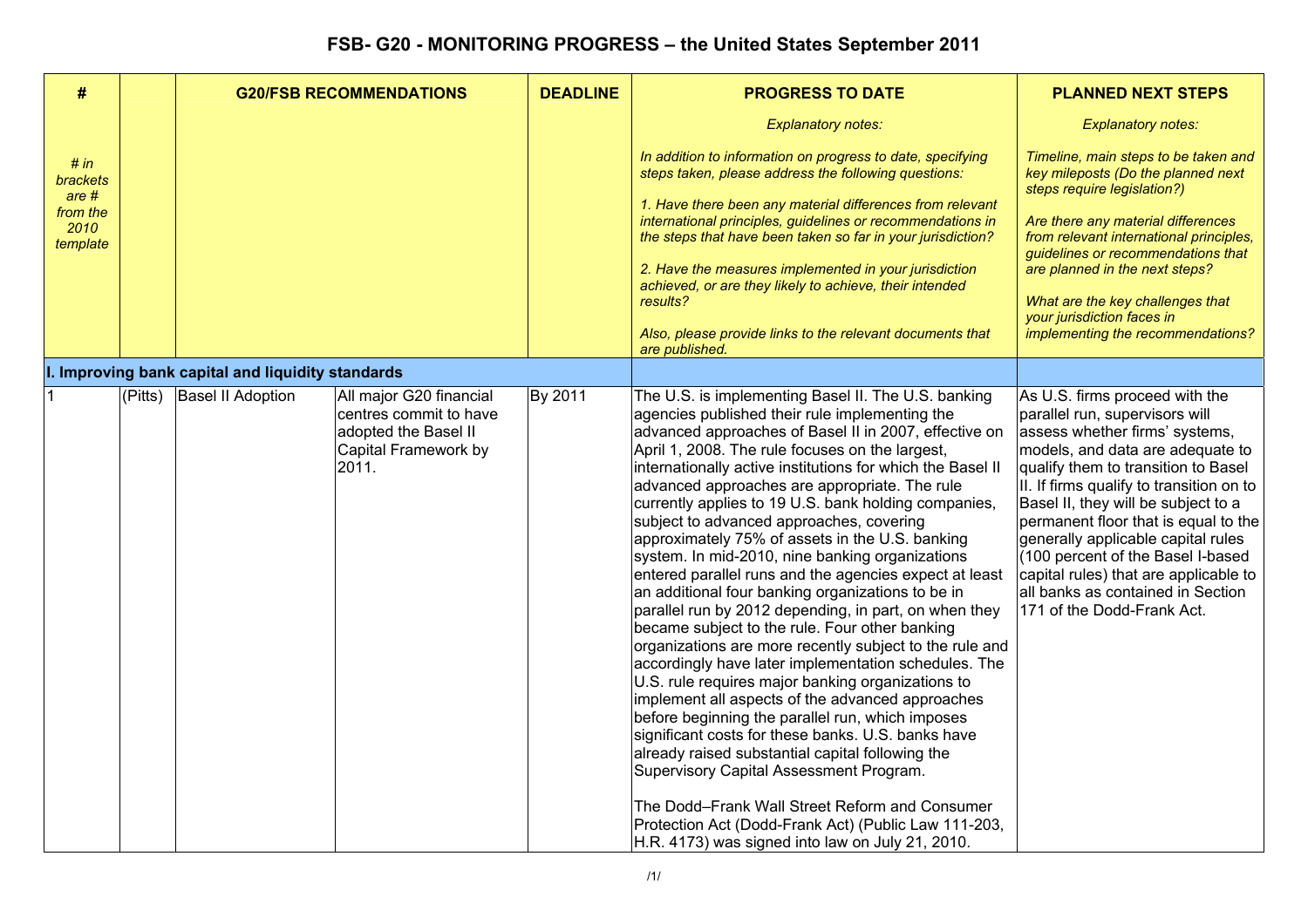# FSB- G20 - MONITORING PROGRESS – the United States September 2011

| # | | G20/FSB RECOMMENDATIONS | | DEADLINE | PROGRESS TO DATE | PLANNED NEXT STEPS |
|---|---|---|---|---|---|---|
| *# in brackets are # from the 2010 template* | | | | | *Explanatory notes:*<br><br>*In addition to information on progress to date, specifying steps taken, please address the following questions:*<br><br>*1. Have there been any material differences from relevant international principles, guidelines or recommendations in the steps that have been taken so far in your jurisdiction?*<br><br>*2. Have the measures implemented in your jurisdiction achieved, or are they likely to achieve, their intended results?*<br><br>*Also, please provide links to the relevant documents that are published.* | *Explanatory notes:*<br><br>*Timeline, main steps to be taken and key mileposts (Do the planned next steps require legislation?)*<br><br>*Are there any material differences from relevant international principles, guidelines or recommendations that are planned in the next steps?*<br><br>*What are the key challenges that your jurisdiction faces in implementing the recommendations?* |
| **I. Improving bank capital and liquidity standards** | | | | | | |
| 1 | (Pitts) | Basel II Adoption | All major G20 financial centres commit to have adopted the Basel II Capital Framework by 2011. | By 2011 | The U.S. is implementing Basel II. The U.S. banking agencies published their rule implementing the advanced approaches of Basel II in 2007, effective on April 1, 2008. The rule focuses on the largest, internationally active institutions for which the Basel II advanced approaches are appropriate. The rule currently applies to 19 U.S. bank holding companies, subject to advanced approaches, covering approximately 75% of assets in the U.S. banking system. In mid-2010, nine banking organizations entered parallel runs and the agencies expect at least an additional four banking organizations to be in parallel run by 2012 depending, in part, on when they became subject to the rule. Four other banking organizations are more recently subject to the rule and accordingly have later implementation schedules. The U.S. rule requires major banking organizations to implement all aspects of the advanced approaches before beginning the parallel run, which imposes significant costs for these banks. U.S. banks have already raised substantial capital following the Supervisory Capital Assessment Program.<br><br>The Dodd–Frank Wall Street Reform and Consumer Protection Act (Dodd-Frank Act) (Public Law 111-203, H.R. 4173) was signed into law on July 21, 2010. | As U.S. firms proceed with the parallel run, supervisors will assess whether firms' systems, models, and data are adequate to qualify them to transition to Basel II. If firms qualify to transition on to Basel II, they will be subject to a permanent floor that is equal to the generally applicable capital rules (100 percent of the Basel I-based capital rules) that are applicable to all banks as contained in Section 171 of the Dodd-Frank Act. |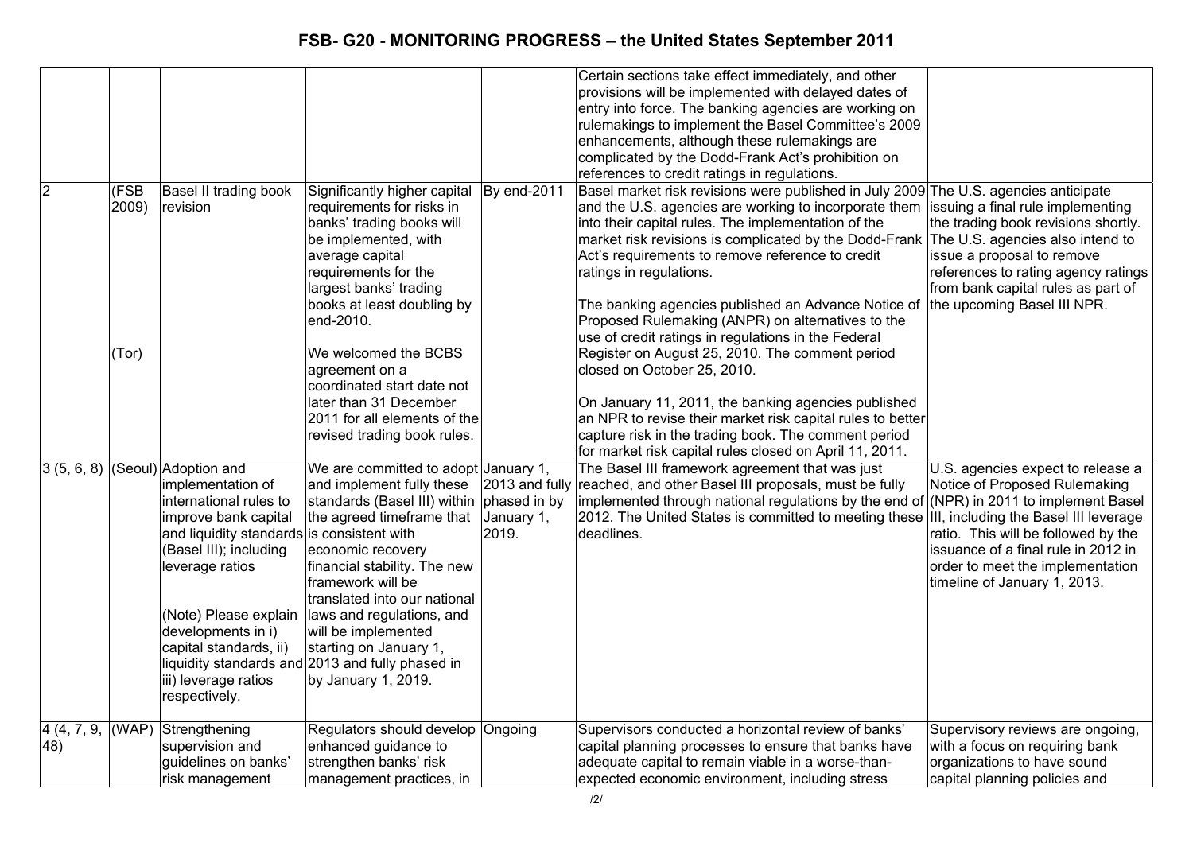| | | | | | Certain sections take effect immediately, and other provisions will be implemented with delayed dates of entry into force. The banking agencies are working on rulemakings to implement the Basel Committee's 2009 enhancements, although these rulemakings are complicated by the Dodd-Frank Act's prohibition on references to credit ratings in regulations. | |
|---|---|---|---|---|---|---|
| 2 | (FSB 2009)<br><br>(Tor) | Basel II trading book revision | Significantly higher capital requirements for risks in banks' trading books will be implemented, with average capital requirements for the largest banks' trading books at least doubling by end-2010.<br><br>We welcomed the BCBS agreement on a coordinated start date not later than 31 December 2011 for all elements of the revised trading book rules. | By end-2011 | Basel market risk revisions were published in July 2009 and the U.S. agencies are working to incorporate them into their capital rules. The implementation of the market risk revisions is complicated by the Dodd-Frank Act's requirements to remove reference to credit ratings in regulations.<br><br>The banking agencies published an Advance Notice of Proposed Rulemaking (ANPR) on alternatives to the use of credit ratings in regulations in the Federal Register on August 25, 2010. The comment period closed on October 25, 2010.<br><br>On January 11, 2011, the banking agencies published an NPR to revise their market risk capital rules to better capture risk in the trading book. The comment period for market risk capital rules closed on April 11, 2011. | The U.S. agencies anticipate issuing a final rule implementing the trading book revisions shortly. The U.S. agencies also intend to issue a proposal to remove references to rating agency ratings from bank capital rules as part of the upcoming Basel III NPR. |
| 3 (5, 6, 8) | (Seoul) | Adoption and implementation of international rules to improve bank capital and liquidity standards (Basel III); including leverage ratios<br><br>(Note) Please explain developments in i) capital standards, ii) liquidity standards and iii) leverage ratios respectively. | We are committed to adopt and implement fully these standards (Basel III) within the agreed timeframe that is consistent with economic recovery financial stability. The new framework will be translated into our national laws and regulations, and will be implemented starting on January 1, 2013 and fully phased in by January 1, 2019. | January 1, 2013 and fully phased in by January 1, 2019. | The Basel III framework agreement that was just reached, and other Basel III proposals, must be fully implemented through national regulations by the end of 2012. The United States is committed to meeting these deadlines. | U.S. agencies expect to release a Notice of Proposed Rulemaking (NPR) in 2011 to implement Basel III, including the Basel III leverage ratio. This will be followed by the issuance of a final rule in 2012 in order to meet the implementation timeline of January 1, 2013. |
| 4 (4, 7, 9, 48) | (WAP) | Strengthening supervision and guidelines on banks' risk management | Regulators should develop enhanced guidance to strengthen banks' risk management practices, in | Ongoing | Supervisors conducted a horizontal review of banks' capital planning processes to ensure that banks have adequate capital to remain viable in a worse-than-expected economic environment, including stress | Supervisory reviews are ongoing, with a focus on requiring bank organizations to have sound capital planning policies and |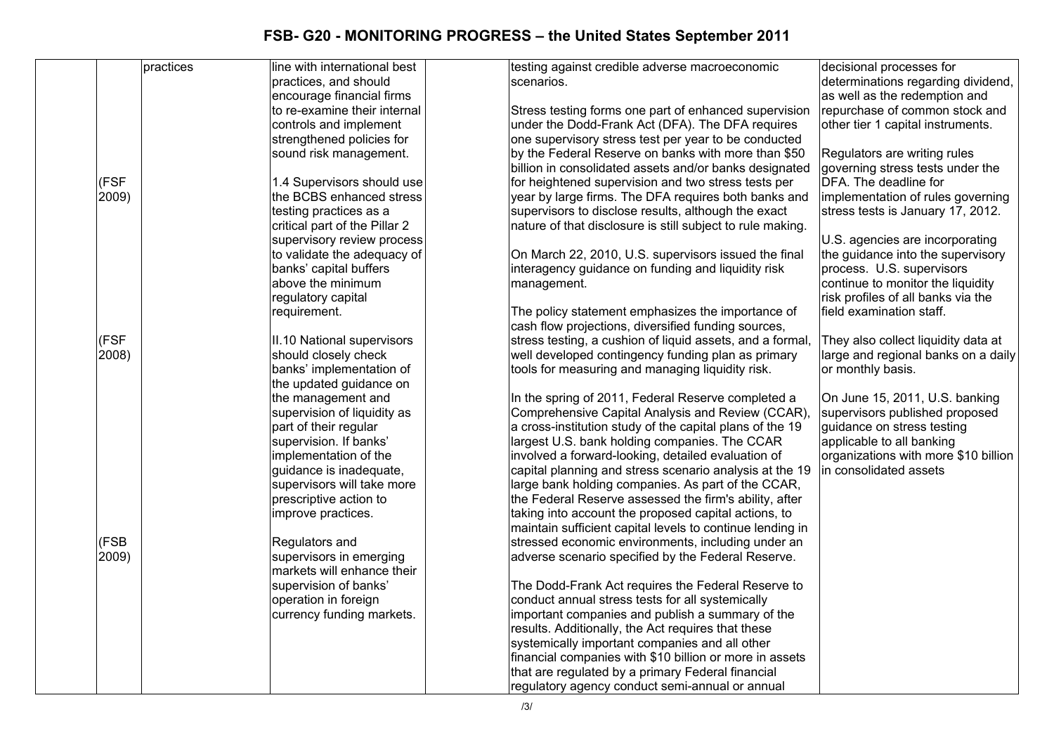| | | | | | | |
|---|---|---|---|---|---|---|
| | | practices | line with international best practices, and should encourage financial firms to re-examine their internal controls and implement strengthened policies for sound risk management. | | testing against credible adverse macroeconomic scenarios. | decisional processes for determinations regarding dividend, as well as the redemption and repurchase of common stock and other tier 1 capital instruments. |
| | (FSF 2009) | | 1.4 Supervisors should use the BCBS enhanced stress testing practices as a critical part of the Pillar 2 supervisory review process to validate the adequacy of banks' capital buffers above the minimum regulatory capital requirement. | | Stress testing forms one part of enhanced supervision under the Dodd-Frank Act (DFA). The DFA requires one supervisory stress test per year to be conducted by the Federal Reserve on banks with more than $50 billion in consolidated assets and/or banks designated for heightened supervision and two stress tests per year by large firms. The DFA requires both banks and supervisors to disclose results, although the exact nature of that disclosure is still subject to rule making.<br><br>On March 22, 2010, U.S. supervisors issued the final interagency guidance on funding and liquidity risk management. | Regulators are writing rules governing stress tests under the DFA. The deadline for implementation of rules governing stress tests is January 17, 2012.<br><br>U.S. agencies are incorporating the guidance into the supervisory process. U.S. supervisors continue to monitor the liquidity risk profiles of all banks via the field examination staff. |
| | (FSF 2008) | | II.10 National supervisors should closely check banks' implementation of the updated guidance on the management and supervision of liquidity as part of their regular supervision. If banks' implementation of the guidance is inadequate, supervisors will take more prescriptive action to improve practices. | | The policy statement emphasizes the importance of cash flow projections, diversified funding sources, stress testing, a cushion of liquid assets, and a formal, well developed contingency funding plan as primary tools for measuring and managing liquidity risk.<br><br>In the spring of 2011, Federal Reserve completed a Comprehensive Capital Analysis and Review (CCAR), a cross-institution study of the capital plans of the 19 largest U.S. bank holding companies. The CCAR involved a forward-looking, detailed evaluation of capital planning and stress scenario analysis at the 19 large bank holding companies. As part of the CCAR, the Federal Reserve assessed the firm's ability, after taking into account the proposed capital actions, to maintain sufficient capital levels to continue lending in stressed economic environments, including under an adverse scenario specified by the Federal Reserve. | They also collect liquidity data at large and regional banks on a daily or monthly basis.<br><br>On June 15, 2011, U.S. banking supervisors published proposed guidance on stress testing applicable to all banking organizations with more $10 billion in consolidated assets |
| | (FSB 2009) | | Regulators and supervisors in emerging markets will enhance their supervision of banks' operation in foreign currency funding markets. | | The Dodd-Frank Act requires the Federal Reserve to conduct annual stress tests for all systemically important companies and publish a summary of the results. Additionally, the Act requires that these systemically important companies and all other financial companies with $10 billion or more in assets that are regulated by a primary Federal financial regulatory agency conduct semi-annual or annual | |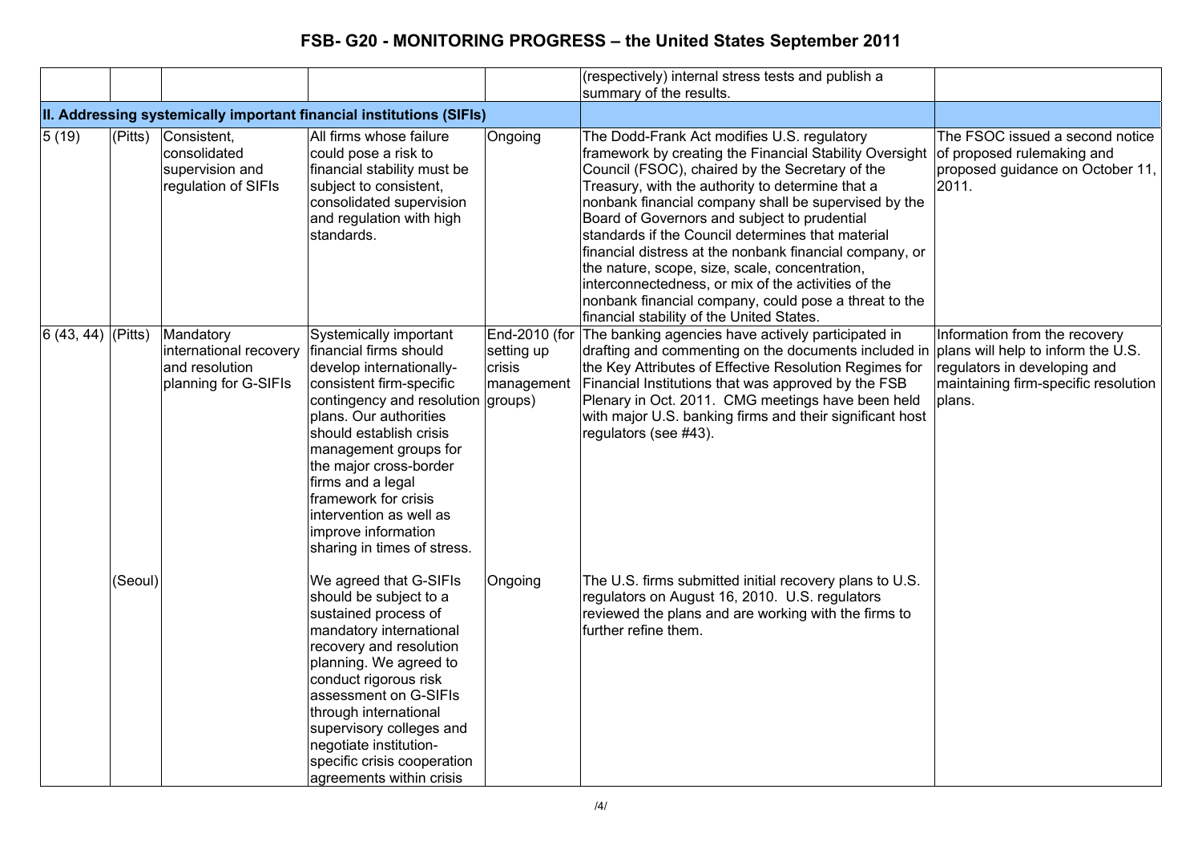| | | | | | | |
|---|---|---|---|---|---|---|
| | | | | | (respectively) internal stress tests and publish a summary of the results. | |
| **II. Addressing systemically important financial institutions (SIFIs)** | | | | | | |
| 5 (19) | (Pitts) | Consistent, consolidated supervision and regulation of SIFIs | All firms whose failure could pose a risk to financial stability must be subject to consistent, consolidated supervision and regulation with high standards. | Ongoing | The Dodd-Frank Act modifies U.S. regulatory framework by creating the Financial Stability Oversight Council (FSOC), chaired by the Secretary of the Treasury, with the authority to determine that a nonbank financial company shall be supervised by the Board of Governors and subject to prudential standards if the Council determines that material financial distress at the nonbank financial company, or the nature, scope, size, scale, concentration, interconnectedness, or mix of the activities of the nonbank financial company, could pose a threat to the financial stability of the United States. | The FSOC issued a second notice of proposed rulemaking and proposed guidance on October 11, 2011. |
| 6 (43, 44) | (Pitts) | Mandatory international recovery and resolution planning for G-SIFIs | Systemically important financial firms should develop internationally-consistent firm-specific contingency and resolution plans. Our authorities should establish crisis management groups for the major cross-border firms and a legal framework for crisis intervention as well as improve information sharing in times of stress. | End-2010 (for setting up crisis management groups) | The banking agencies have actively participated in drafting and commenting on the documents included in the Key Attributes of Effective Resolution Regimes for Financial Institutions that was approved by the FSB Plenary in Oct. 2011. CMG meetings have been held with major U.S. banking firms and their significant host regulators (see #43). | Information from the recovery plans will help to inform the U.S. regulators in developing and maintaining firm-specific resolution plans. |
| | (Seoul) | | We agreed that G-SIFIs should be subject to a sustained process of mandatory international recovery and resolution planning. We agreed to conduct rigorous risk assessment on G-SIFIs through international supervisory colleges and negotiate institution-specific crisis cooperation agreements within crisis | Ongoing | The U.S. firms submitted initial recovery plans to U.S. regulators on August 16, 2010. U.S. regulators reviewed the plans and are working with the firms to further refine them. | |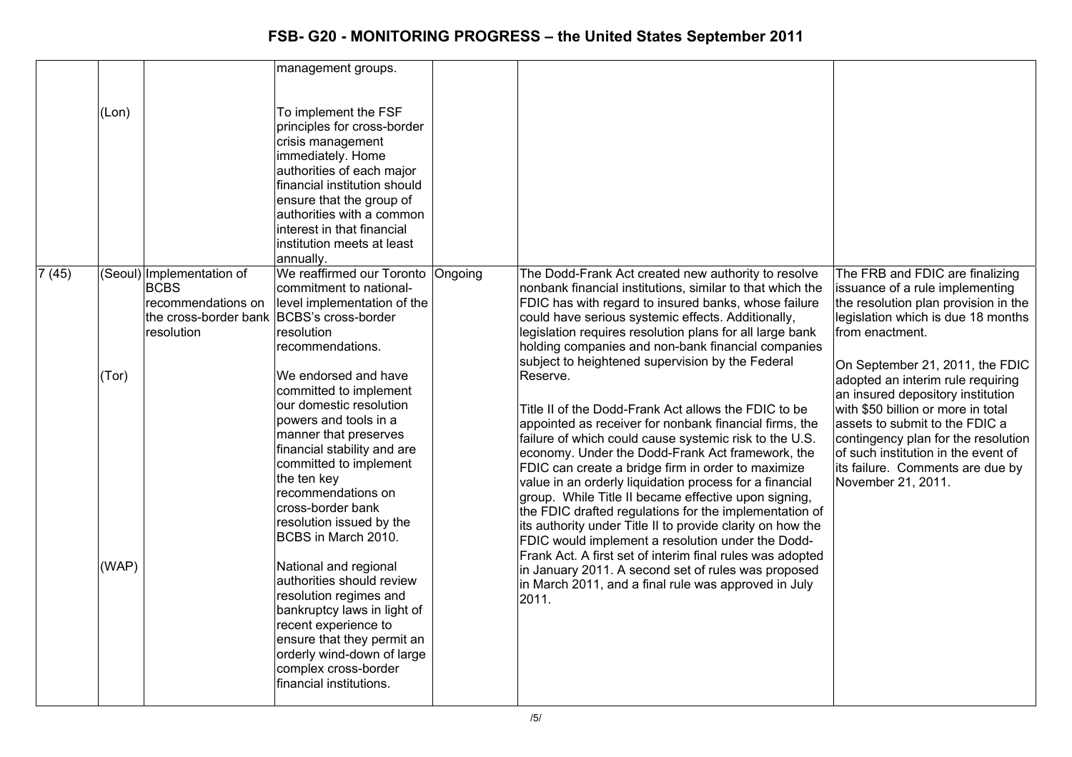| | | | | | | |
|---|---|---|---|---|---|---|
| | | | management groups. | | | |
| | (Lon) | | To implement the FSF principles for cross-border crisis management immediately. Home authorities of each major financial institution should ensure that the group of authorities with a common interest in that financial institution meets at least annually. | | | |
| 7 (45) | (Seoul)<br><br>(Tor)<br><br>(WAP) | Implementation of BCBS recommendations on the cross-border bank resolution | We reaffirmed our Toronto commitment to national-level implementation of the BCBS's cross-border resolution recommendations.<br><br>We endorsed and have committed to implement our domestic resolution powers and tools in a manner that preserves financial stability and are committed to implement the ten key recommendations on cross-border bank resolution issued by the BCBS in March 2010.<br><br>National and regional authorities should review resolution regimes and bankruptcy laws in light of recent experience to ensure that they permit an orderly wind-down of large complex cross-border financial institutions. | Ongoing | The Dodd-Frank Act created new authority to resolve nonbank financial institutions, similar to that which the FDIC has with regard to insured banks, whose failure could have serious systemic effects. Additionally, legislation requires resolution plans for all large bank holding companies and non-bank financial companies subject to heightened supervision by the Federal Reserve.<br><br>Title II of the Dodd-Frank Act allows the FDIC to be appointed as receiver for nonbank financial firms, the failure of which could cause systemic risk to the U.S. economy. Under the Dodd-Frank Act framework, the FDIC can create a bridge firm in order to maximize value in an orderly liquidation process for a financial group. While Title II became effective upon signing, the FDIC drafted regulations for the implementation of its authority under Title II to provide clarity on how the FDIC would implement a resolution under the Dodd-Frank Act. A first set of interim final rules was adopted in January 2011. A second set of rules was proposed in March 2011, and a final rule was approved in July 2011. | The FRB and FDIC are finalizing issuance of a rule implementing the resolution plan provision in the legislation which is due 18 months from enactment.<br><br>On September 21, 2011, the FDIC adopted an interim rule requiring an insured depository institution with \$50 billion or more in total assets to submit to the FDIC a contingency plan for the resolution of such institution in the event of its failure. Comments are due by November 21, 2011. |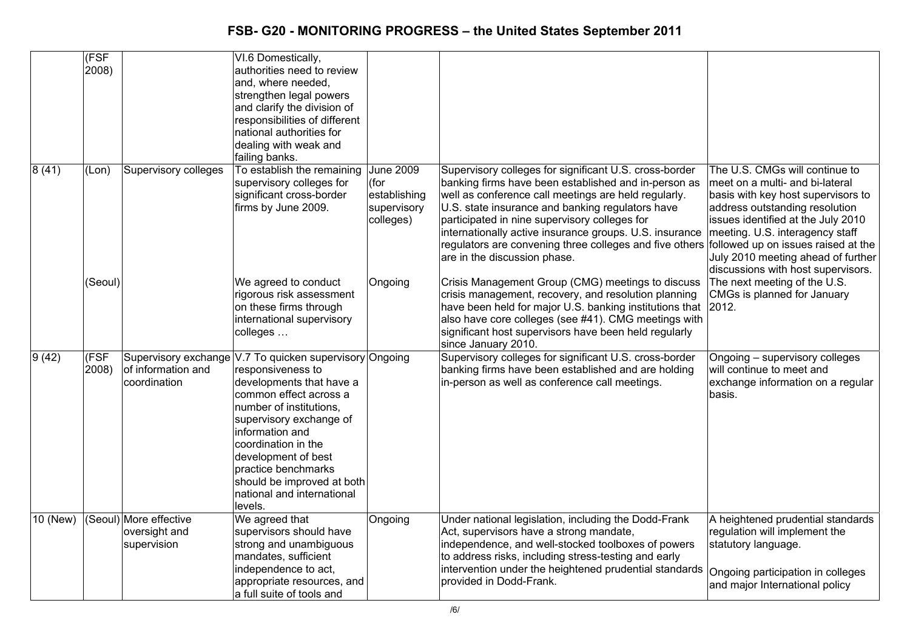| | | | | | | |
|---|---|---|---|---|---|---|
| | (FSF 2008) | | VI.6 Domestically, authorities need to review and, where needed, strengthen legal powers and clarify the division of responsibilities of different national authorities for dealing with weak and failing banks. | | | |
| 8 (41) | (Lon) | Supervisory colleges | To establish the remaining supervisory colleges for significant cross-border firms by June 2009. | June 2009 (for establishing supervisory colleges) | Supervisory colleges for significant U.S. cross-border banking firms have been established and in-person as well as conference call meetings are held regularly. U.S. state insurance and banking regulators have participated in nine supervisory colleges for internationally active insurance groups. U.S. insurance regulators are convening three colleges and five others are in the discussion phase. | The U.S. CMGs will continue to meet on a multi- and bi-lateral basis with key host supervisors to address outstanding resolution issues identified at the July 2010 meeting. U.S. interagency staff followed up on issues raised at the July 2010 meeting ahead of further discussions with host supervisors. |
| | (Seoul) | | We agreed to conduct rigorous risk assessment on these firms through international supervisory colleges … | Ongoing | Crisis Management Group (CMG) meetings to discuss crisis management, recovery, and resolution planning have been held for major U.S. banking institutions that also have core colleges (see #41). CMG meetings with significant host supervisors have been held regularly since January 2010. | The next meeting of the U.S. CMGs is planned for January 2012. |
| 9 (42) | (FSF 2008) | Supervisory exchange of information and coordination | V.7 To quicken supervisory responsiveness to developments that have a common effect across a number of institutions, supervisory exchange of information and coordination in the development of best practice benchmarks should be improved at both national and international levels. | Ongoing | Supervisory colleges for significant U.S. cross-border banking firms have been established and are holding in-person as well as conference call meetings. | Ongoing – supervisory colleges will continue to meet and exchange information on a regular basis. |
| 10 (New) | (Seoul) | More effective oversight and supervision | We agreed that supervisors should have strong and unambiguous mandates, sufficient independence to act, appropriate resources, and a full suite of tools and | Ongoing | Under national legislation, including the Dodd-Frank Act, supervisors have a strong mandate, independence, and well-stocked toolboxes of powers to address risks, including stress-testing and early intervention under the heightened prudential standards provided in Dodd-Frank. | A heightened prudential standards regulation will implement the statutory language.<br><br>Ongoing participation in colleges and major International policy |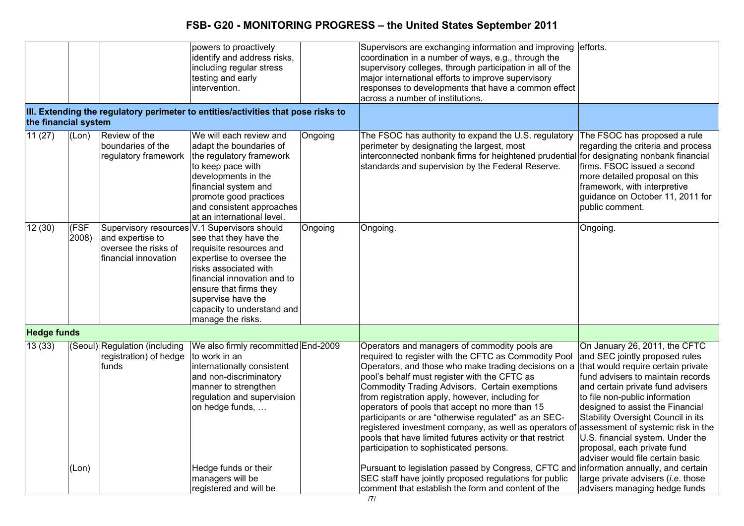# FSB- G20 - MONITORING PROGRESS – the United States September 2011

| | | | | | | |
|---|---|---|---|---|---|---|
| | | | powers to proactively identify and address risks, including regular stress testing and early intervention. | | Supervisors are exchanging information and improving coordination in a number of ways, e.g., through the supervisory colleges, through participation in all of the major international efforts to improve supervisory responses to developments that have a common effect across a number of institutions. | efforts. |
| **III. Extending the regulatory perimeter to entities/activities that pose risks to the financial system** | | | | | | |
| 11 (27) | (Lon) | Review of the boundaries of the regulatory framework | We will each review and adapt the boundaries of the regulatory framework to keep pace with developments in the financial system and promote good practices and consistent approaches at an international level. | Ongoing | The FSOC has authority to expand the U.S. regulatory perimeter by designating the largest, most interconnected nonbank firms for heightened prudential standards and supervision by the Federal Reserve. | The FSOC has proposed a rule regarding the criteria and process for designating nonbank financial firms. FSOC issued a second more detailed proposal on this framework, with interpretive guidance on October 11, 2011 for public comment. |
| 12 (30) | (FSF 2008) | Supervisory resources and expertise to oversee the risks of financial innovation | V.1 Supervisors should see that they have the requisite resources and expertise to oversee the risks associated with financial innovation and to ensure that firms they supervise have the capacity to understand and manage the risks. | Ongoing | Ongoing. | Ongoing. |
| **Hedge funds** | | | | | | |
| 13 (33) | (Seoul)<br><br>(Lon) | Regulation (including registration) of hedge funds | We also firmly recommitted to work in an internationally consistent and non-discriminatory manner to strengthen regulation and supervision on hedge funds, …<br><br>Hedge funds or their managers will be registered and will be | End-2009 | Operators and managers of commodity pools are required to register with the CFTC as Commodity Pool Operators, and those who make trading decisions on a pool's behalf must register with the CFTC as Commodity Trading Advisors. Certain exemptions from registration apply, however, including for operators of pools that accept no more than 15 participants or are "otherwise regulated" as an SEC-registered investment company, as well as operators of pools that have limited futures activity or that restrict participation to sophisticated persons.<br><br>Pursuant to legislation passed by Congress, CFTC and SEC staff have jointly proposed regulations for public comment that establish the form and content of the | On January 26, 2011, the CFTC and SEC jointly proposed rules that would require certain private fund advisers to maintain records and certain private fund advisers to file non-public information designed to assist the Financial Stability Oversight Council in its assessment of systemic risk in the U.S. financial system. Under the proposal, each private fund adviser would file certain basic information annually, and certain large private advisers (*i.e.* those advisers managing hedge funds |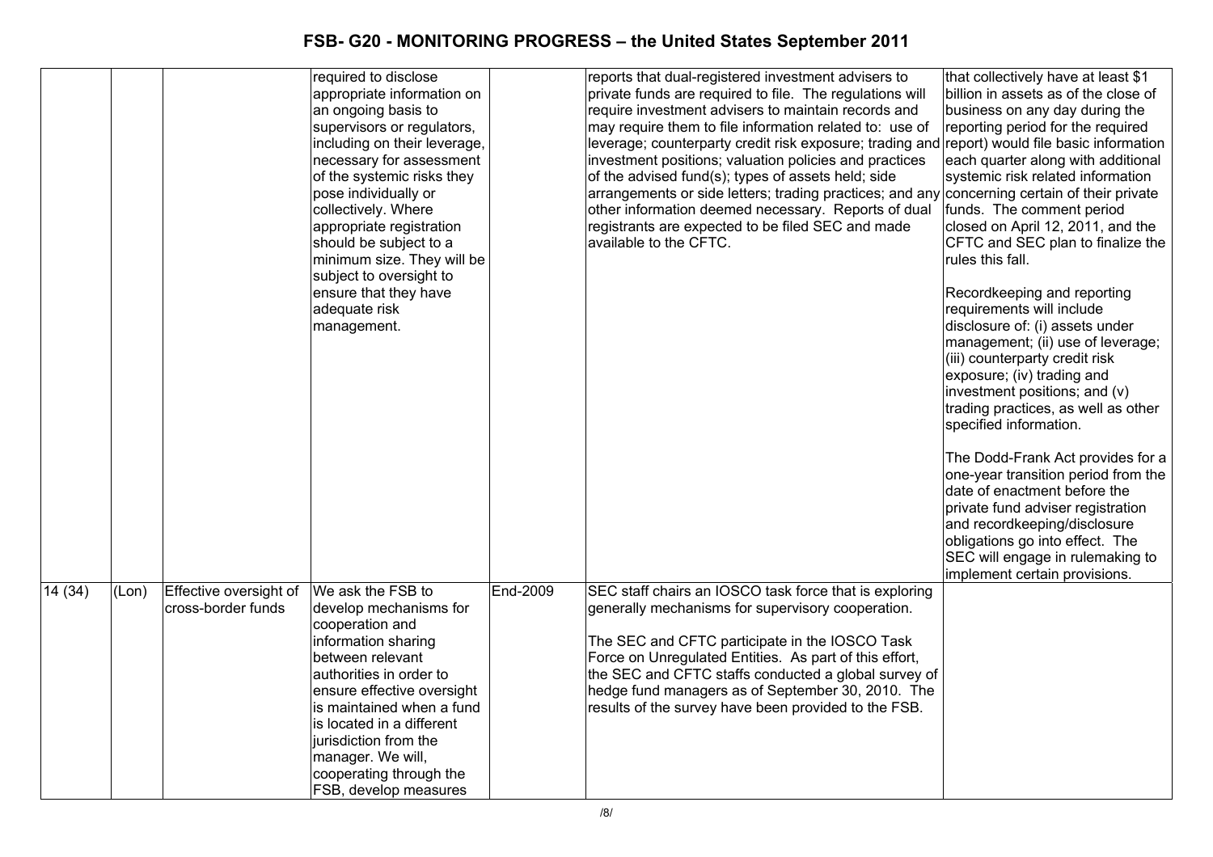| | | | | | | |
|---|---|---|---|---|---|---|
| | | | required to disclose appropriate information on an ongoing basis to supervisors or regulators, including on their leverage, necessary for assessment of the systemic risks they pose individually or collectively. Where appropriate registration should be subject to a minimum size. They will be subject to oversight to ensure that they have adequate risk management. | | reports that dual-registered investment advisers to private funds are required to file. The regulations will require investment advisers to maintain records and may require them to file information related to: use of leverage; counterparty credit risk exposure; trading and investment positions; valuation policies and practices of the advised fund(s); types of assets held; side arrangements or side letters; trading practices; and any other information deemed necessary. Reports of dual registrants are expected to be filed SEC and made available to the CFTC. | that collectively have at least $1 billion in assets as of the close of business on any day during the reporting period for the required report) would file basic information each quarter along with additional systemic risk related information concerning certain of their private funds. The comment period closed on April 12, 2011, and the CFTC and SEC plan to finalize the rules this fall.<br><br>Recordkeeping and reporting requirements will include disclosure of: (i) assets under management; (ii) use of leverage; (iii) counterparty credit risk exposure; (iv) trading and investment positions; and (v) trading practices, as well as other specified information.<br><br>The Dodd-Frank Act provides for a one-year transition period from the date of enactment before the private fund adviser registration and recordkeeping/disclosure obligations go into effect. The SEC will engage in rulemaking to implement certain provisions. |
| 14 (34) | (Lon) | Effective oversight of cross-border funds | We ask the FSB to develop mechanisms for cooperation and information sharing between relevant authorities in order to ensure effective oversight is maintained when a fund is located in a different jurisdiction from the manager. We will, cooperating through the FSB, develop measures | End-2009 | SEC staff chairs an IOSCO task force that is exploring generally mechanisms for supervisory cooperation.<br><br>The SEC and CFTC participate in the IOSCO Task Force on Unregulated Entities. As part of this effort, the SEC and CFTC staffs conducted a global survey of hedge fund managers as of September 30, 2010. The results of the survey have been provided to the FSB. | |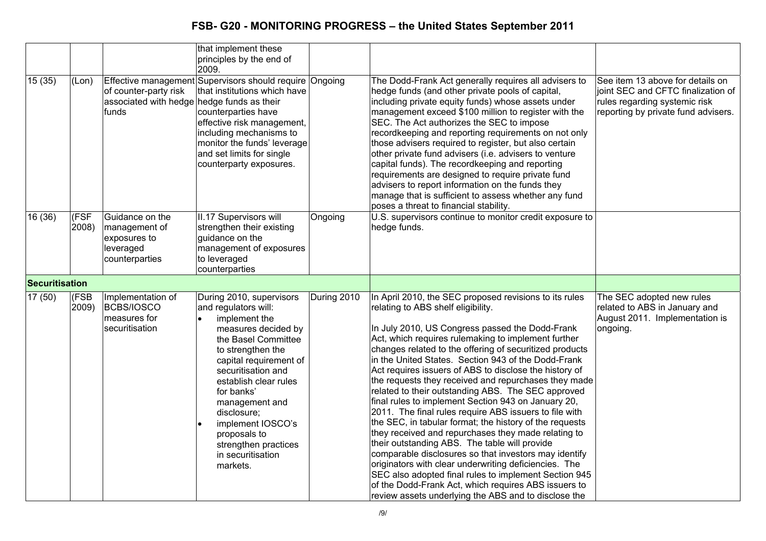# FSB- G20 - MONITORING PROGRESS – the United States September 2011

| | | | | | | |
|---|---|---|---|---|---|---|
| | | | that implement these principles by the end of 2009. | | | |
| 15 (35) | (Lon) | Effective management of counter-party risk associated with hedge funds | Supervisors should require that institutions which have hedge funds as their counterparties have effective risk management, including mechanisms to monitor the funds' leverage and set limits for single counterparty exposures. | Ongoing | The Dodd-Frank Act generally requires all advisers to hedge funds (and other private pools of capital, including private equity funds) whose assets under management exceed $100 million to register with the SEC. The Act authorizes the SEC to impose recordkeeping and reporting requirements on not only those advisers required to register, but also certain other private fund advisers (i.e. advisers to venture capital funds). The recordkeeping and reporting requirements are designed to require private fund advisers to report information on the funds they manage that is sufficient to assess whether any fund poses a threat to financial stability. | See item 13 above for details on joint SEC and CFTC finalization of rules regarding systemic risk reporting by private fund advisers. |
| 16 (36) | (FSF 2008) | Guidance on the management of exposures to leveraged counterparties | II.17 Supervisors will strengthen their existing guidance on the management of exposures to leveraged counterparties | Ongoing | U.S. supervisors continue to monitor credit exposure to hedge funds. | |
| **Securitisation** | | | | | | |
| 17 (50) | (FSB 2009) | Implementation of BCBS/IOSCO measures for securitisation | During 2010, supervisors and regulators will:<br>• implement the measures decided by the Basel Committee to strengthen the capital requirement of securitisation and establish clear rules for banks' management and disclosure;<br>• implement IOSCO's proposals to strengthen practices in securitisation markets. | During 2010 | In April 2010, the SEC proposed revisions to its rules relating to ABS shelf eligibility.<br><br>In July 2010, US Congress passed the Dodd-Frank Act, which requires rulemaking to implement further changes related to the offering of securitized products in the United States. Section 943 of the Dodd-Frank Act requires issuers of ABS to disclose the history of the requests they received and repurchases they made related to their outstanding ABS. The SEC approved final rules to implement Section 943 on January 20, 2011. The final rules require ABS issuers to file with the SEC, in tabular format; the history of the requests they received and repurchases they made relating to their outstanding ABS. The table will provide comparable disclosures so that investors may identify originators with clear underwriting deficiencies. The SEC also adopted final rules to implement Section 945 of the Dodd-Frank Act, which requires ABS issuers to review assets underlying the ABS and to disclose the | The SEC adopted new rules related to ABS in January and August 2011. Implementation is ongoing. |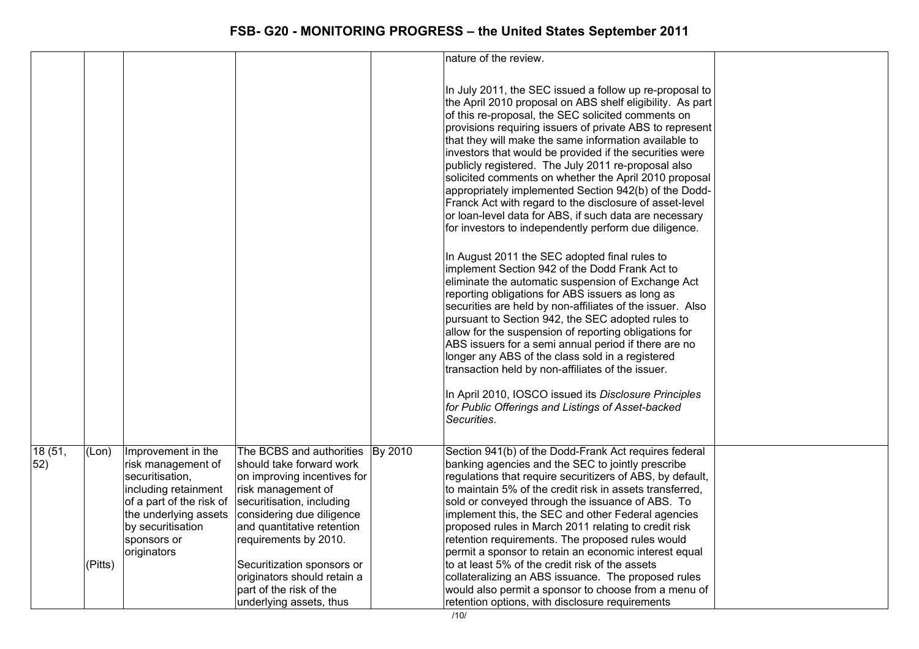| | | | | | | |
|---|---|---|---|---|---|---|
| | | | | | nature of the review.<br><br>In July 2011, the SEC issued a follow up re-proposal to the April 2010 proposal on ABS shelf eligibility. As part of this re-proposal, the SEC solicited comments on provisions requiring issuers of private ABS to represent that they will make the same information available to investors that would be provided if the securities were publicly registered. The July 2011 re-proposal also solicited comments on whether the April 2010 proposal appropriately implemented Section 942(b) of the Dodd-Franck Act with regard to the disclosure of asset-level or loan-level data for ABS, if such data are necessary for investors to independently perform due diligence.<br><br>In August 2011 the SEC adopted final rules to implement Section 942 of the Dodd Frank Act to eliminate the automatic suspension of Exchange Act reporting obligations for ABS issuers as long as securities are held by non-affiliates of the issuer. Also pursuant to Section 942, the SEC adopted rules to allow for the suspension of reporting obligations for ABS issuers for a semi annual period if there are no longer any ABS of the class sold in a registered transaction held by non-affiliates of the issuer.<br><br>In April 2010, IOSCO issued its *Disclosure Principles for Public Offerings and Listings of Asset-backed Securities*. | |
| 18 (51, 52) | (Lon)<br><br>(Pitts) | Improvement in the risk management of securitisation, including retainment of a part of the risk of the underlying assets by securitisation sponsors or originators | The BCBS and authorities should take forward work on improving incentives for risk management of securitisation, including considering due diligence and quantitative retention requirements by 2010.<br><br>Securitization sponsors or originators should retain a part of the risk of the underlying assets, thus | By 2010 | Section 941(b) of the Dodd-Frank Act requires federal banking agencies and the SEC to jointly prescribe regulations that require securitizers of ABS, by default, to maintain 5% of the credit risk in assets transferred, sold or conveyed through the issuance of ABS. To implement this, the SEC and other Federal agencies proposed rules in March 2011 relating to credit risk retention requirements. The proposed rules would permit a sponsor to retain an economic interest equal to at least 5% of the credit risk of the assets collateralizing an ABS issuance. The proposed rules would also permit a sponsor to choose from a menu of retention options, with disclosure requirements | |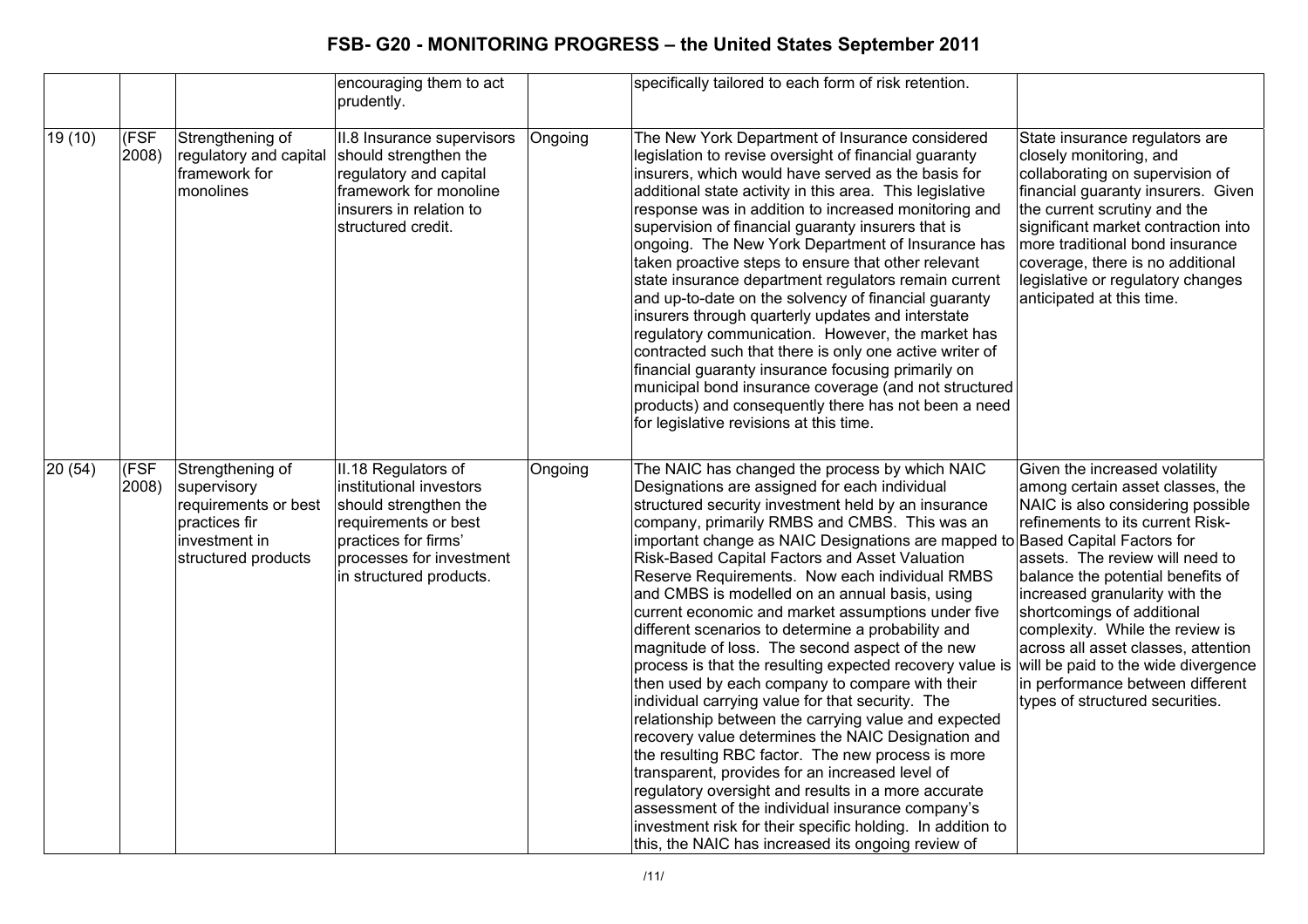| | | | encouraging them to act prudently. | | specifically tailored to each form of risk retention. | |
|---|---|---|---|---|---|---|
| 19 (10) | (FSF 2008) | Strengthening of regulatory and capital framework for monolines | II.8 Insurance supervisors should strengthen the regulatory and capital framework for monoline insurers in relation to structured credit. | Ongoing | The New York Department of Insurance considered legislation to revise oversight of financial guaranty insurers, which would have served as the basis for additional state activity in this area. This legislative response was in addition to increased monitoring and supervision of financial guaranty insurers that is ongoing. The New York Department of Insurance has taken proactive steps to ensure that other relevant state insurance department regulators remain current and up-to-date on the solvency of financial guaranty insurers through quarterly updates and interstate regulatory communication. However, the market has contracted such that there is only one active writer of financial guaranty insurance focusing primarily on municipal bond insurance coverage (and not structured products) and consequently there has not been a need for legislative revisions at this time. | State insurance regulators are closely monitoring, and collaborating on supervision of financial guaranty insurers. Given the current scrutiny and the significant market contraction into more traditional bond insurance coverage, there is no additional legislative or regulatory changes anticipated at this time. |
| 20 (54) | (FSF 2008) | Strengthening of supervisory requirements or best practices fir investment in structured products | II.18 Regulators of institutional investors should strengthen the requirements or best practices for firms' processes for investment in structured products. | Ongoing | The NAIC has changed the process by which NAIC Designations are assigned for each individual structured security investment held by an insurance company, primarily RMBS and CMBS. This was an important change as NAIC Designations are mapped to Risk-Based Capital Factors and Asset Valuation Reserve Requirements. Now each individual RMBS and CMBS is modelled on an annual basis, using current economic and market assumptions under five different scenarios to determine a probability and magnitude of loss. The second aspect of the new process is that the resulting expected recovery value is then used by each company to compare with their individual carrying value for that security. The relationship between the carrying value and expected recovery value determines the NAIC Designation and the resulting RBC factor. The new process is more transparent, provides for an increased level of regulatory oversight and results in a more accurate assessment of the individual insurance company's investment risk for their specific holding. In addition to this, the NAIC has increased its ongoing review of | Given the increased volatility among certain asset classes, the NAIC is also considering possible refinements to its current Risk-Based Capital Factors for assets. The review will need to balance the potential benefits of increased granularity with the shortcomings of additional complexity. While the review is across all asset classes, attention will be paid to the wide divergence in performance between different types of structured securities. |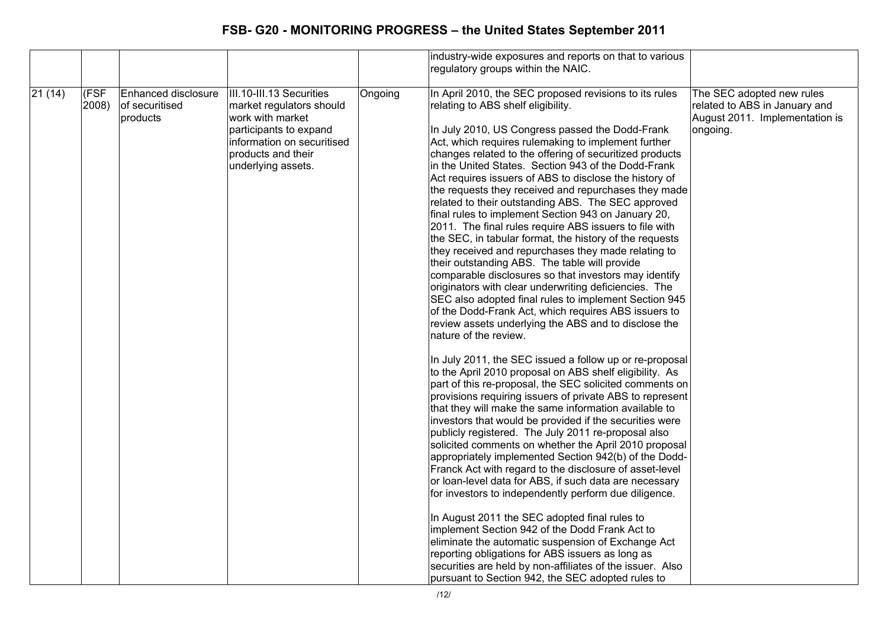| | | | | | | |
|---|---|---|---|---|---|---|
| | | | | | industry-wide exposures and reports on that to various regulatory groups within the NAIC. | |
| 21 (14) | (FSF 2008) | Enhanced disclosure of securitised products | III.10-III.13 Securities market regulators should work with market participants to expand information on securitised products and their underlying assets. | Ongoing | In April 2010, the SEC proposed revisions to its rules relating to ABS shelf eligibility.<br><br>In July 2010, US Congress passed the Dodd-Frank Act, which requires rulemaking to implement further changes related to the offering of securitized products in the United States. Section 943 of the Dodd-Frank Act requires issuers of ABS to disclose the history of the requests they received and repurchases they made related to their outstanding ABS. The SEC approved final rules to implement Section 943 on January 20, 2011. The final rules require ABS issuers to file with the SEC, in tabular format, the history of the requests they received and repurchases they made relating to their outstanding ABS. The table will provide comparable disclosures so that investors may identify originators with clear underwriting deficiencies. The SEC also adopted final rules to implement Section 945 of the Dodd-Frank Act, which requires ABS issuers to review assets underlying the ABS and to disclose the nature of the review.<br><br>In July 2011, the SEC issued a follow up or re-proposal to the April 2010 proposal on ABS shelf eligibility. As part of this re-proposal, the SEC solicited comments on provisions requiring issuers of private ABS to represent that they will make the same information available to investors that would be provided if the securities were publicly registered. The July 2011 re-proposal also solicited comments on whether the April 2010 proposal appropriately implemented Section 942(b) of the Dodd-Franck Act with regard to the disclosure of asset-level or loan-level data for ABS, if such data are necessary for investors to independently perform due diligence.<br><br>In August 2011 the SEC adopted final rules to implement Section 942 of the Dodd Frank Act to eliminate the automatic suspension of Exchange Act reporting obligations for ABS issuers as long as securities are held by non-affiliates of the issuer. Also pursuant to Section 942, the SEC adopted rules to | The SEC adopted new rules related to ABS in January and August 2011. Implementation is ongoing. |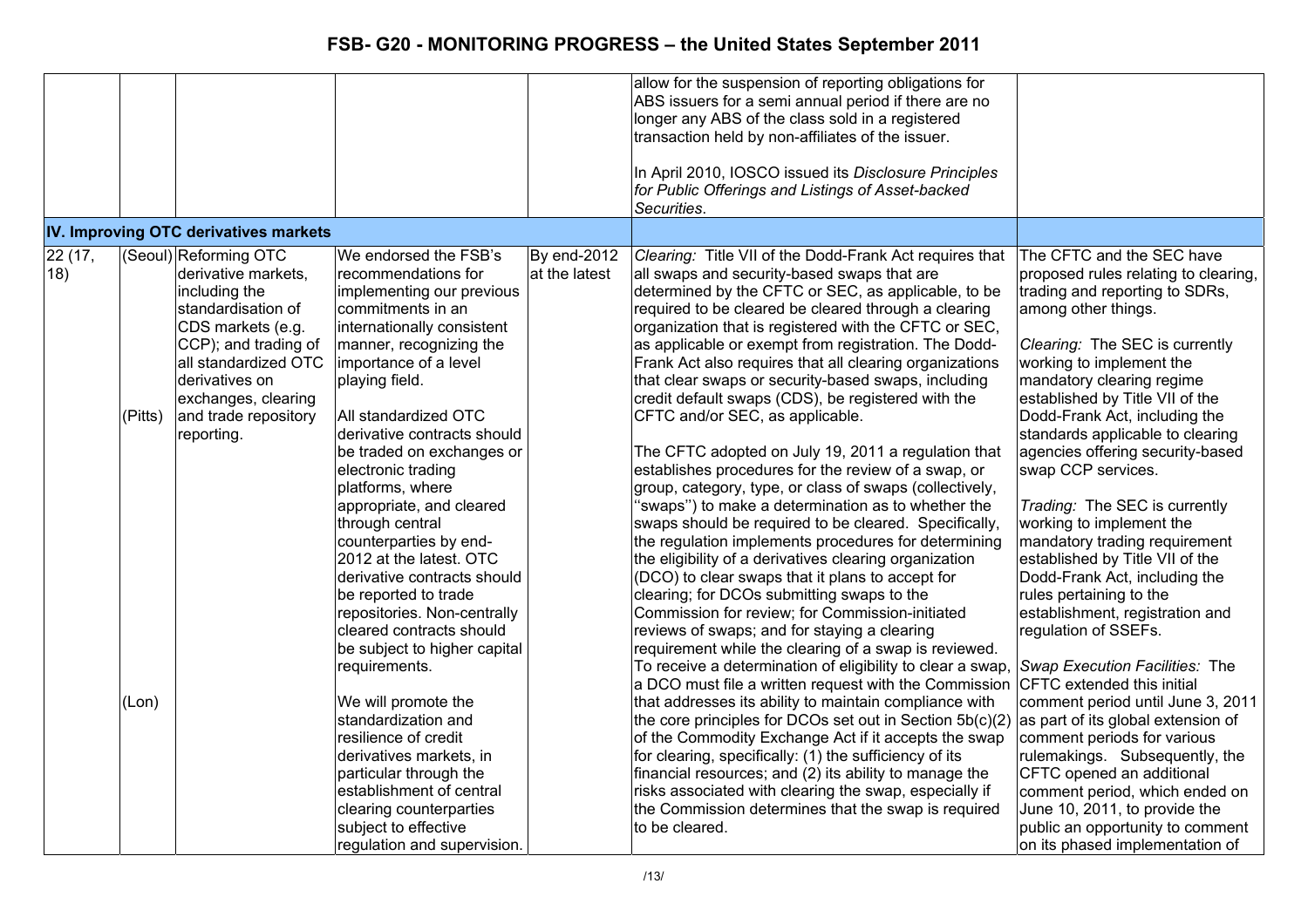| | | | | | | |
|---|---|---|---|---|---|---|
| | | | | | allow for the suspension of reporting obligations for ABS issuers for a semi annual period if there are no longer any ABS of the class sold in a registered transaction held by non-affiliates of the issuer.<br><br>In April 2010, IOSCO issued its *Disclosure Principles for Public Offerings and Listings of Asset-backed Securities*. | |
| **IV. Improving OTC derivatives markets** | | | | | | |
| 22 (17, 18) | (Seoul)<br><br><br><br><br><br><br>(Pitts)<br><br><br><br><br><br><br><br><br><br><br><br><br><br><br><br>(Lon) | Reforming OTC derivative markets, including the standardisation of CDS markets (e.g. CCP); and trading of all standardized OTC derivatives on exchanges, clearing and trade repository reporting. | We endorsed the FSB's recommendations for implementing our previous commitments in an internationally consistent manner, recognizing the importance of a level playing field.<br><br>All standardized OTC derivative contracts should be traded on exchanges or electronic trading platforms, where appropriate, and cleared through central counterparties by end-2012 at the latest. OTC derivative contracts should be reported to trade repositories. Non-centrally cleared contracts should be subject to higher capital requirements.<br><br>We will promote the standardization and resilience of credit derivatives markets, in particular through the establishment of central clearing counterparties subject to effective regulation and supervision. | By end-2012 at the latest | *Clearing:* Title VII of the Dodd-Frank Act requires that all swaps and security-based swaps that are determined by the CFTC or SEC, as applicable, to be required to be cleared be cleared through a clearing organization that is registered with the CFTC or SEC, as applicable or exempt from registration. The Dodd-Frank Act also requires that all clearing organizations that clear swaps or security-based swaps, including credit default swaps (CDS), be registered with the CFTC and/or SEC, as applicable.<br><br>The CFTC adopted on July 19, 2011 a regulation that establishes procedures for the review of a swap, or group, category, type, or class of swaps (collectively, ''swaps'') to make a determination as to whether the swaps should be required to be cleared. Specifically, the regulation implements procedures for determining the eligibility of a derivatives clearing organization (DCO) to clear swaps that it plans to accept for clearing; for DCOs submitting swaps to the Commission for review; for Commission-initiated reviews of swaps; and for staying a clearing requirement while the clearing of a swap is reviewed. To receive a determination of eligibility to clear a swap, a DCO must file a written request with the Commission that addresses its ability to maintain compliance with the core principles for DCOs set out in Section 5b(c)(2) of the Commodity Exchange Act if it accepts the swap for clearing, specifically: (1) the sufficiency of its financial resources; and (2) its ability to manage the risks associated with clearing the swap, especially if the Commission determines that the swap is required to be cleared. | The CFTC and the SEC have proposed rules relating to clearing, trading and reporting to SDRs, among other things.<br><br>*Clearing:* The SEC is currently working to implement the mandatory clearing regime established by Title VII of the Dodd-Frank Act, including the standards applicable to clearing agencies offering security-based swap CCP services.<br><br>*Trading:* The SEC is currently working to implement the mandatory trading requirement established by Title VII of the Dodd-Frank Act, including the rules pertaining to the establishment, registration and regulation of SSEFs.<br><br>*Swap Execution Facilities:* The CFTC extended this initial comment period until June 3, 2011 as part of its global extension of comment periods for various rulemakings. Subsequently, the CFTC opened an additional comment period, which ended on June 10, 2011, to provide the public an opportunity to comment on its phased implementation of |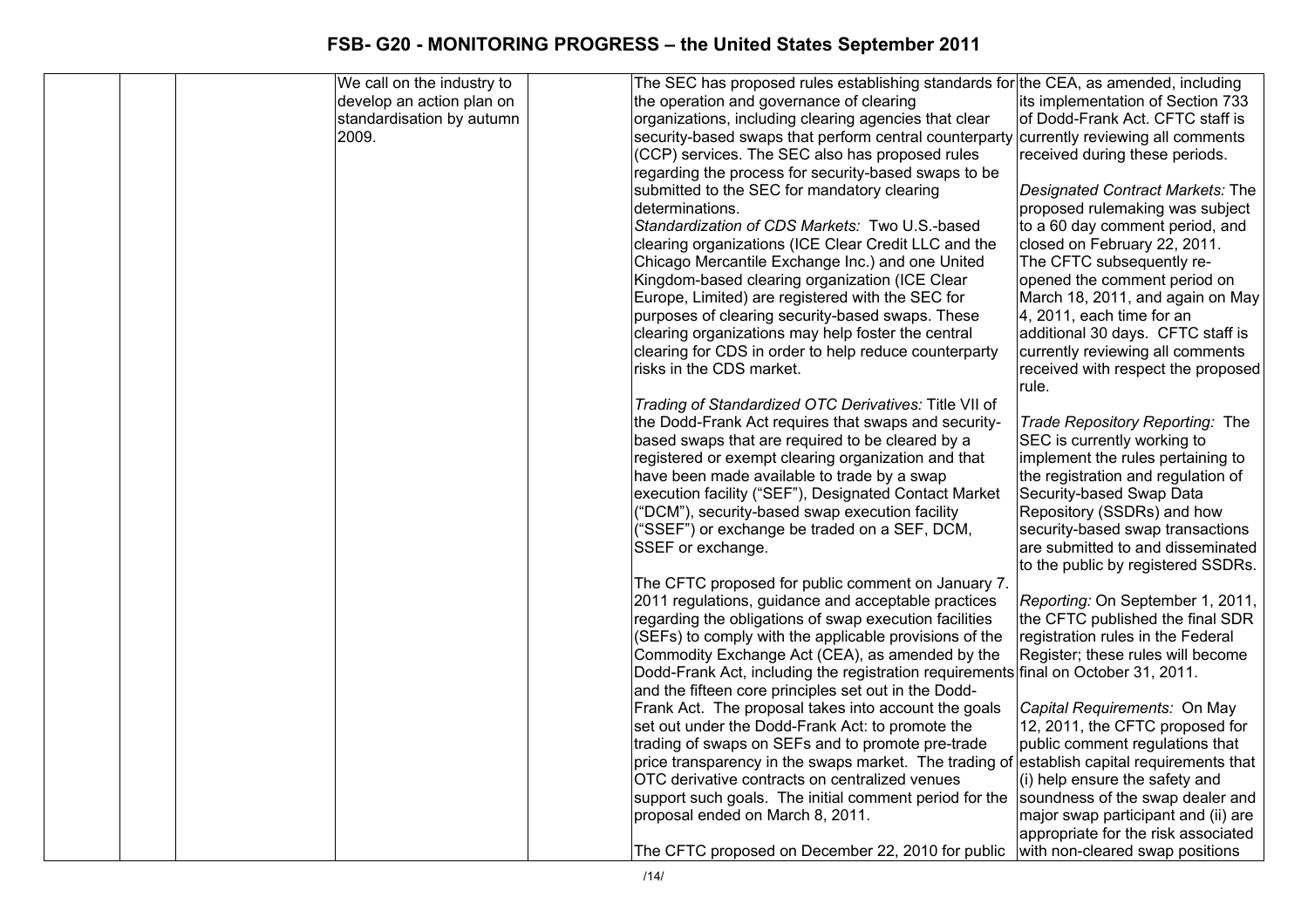# FSB- G20 - MONITORING PROGRESS – the United States September 2011

| | | | | | | |
|---|---|---|---|---|---|---|
| | | | We call on the industry to develop an action plan on standardisation by autumn 2009. | | The SEC has proposed rules establishing standards for the operation and governance of clearing organizations, including clearing agencies that clear security-based swaps that perform central counterparty (CCP) services. The SEC also has proposed rules regarding the process for security-based swaps to be submitted to the SEC for mandatory clearing determinations.<br>*Standardization of CDS Markets:* Two U.S.-based clearing organizations (ICE Clear Credit LLC and the Chicago Mercantile Exchange Inc.) and one United Kingdom-based clearing organization (ICE Clear Europe, Limited) are registered with the SEC for purposes of clearing security-based swaps. These clearing organizations may help foster the central clearing for CDS in order to help reduce counterparty risks in the CDS market.<br><br>*Trading of Standardized OTC Derivatives:* Title VII of the Dodd-Frank Act requires that swaps and security-based swaps that are required to be cleared by a registered or exempt clearing organization and that have been made available to trade by a swap execution facility ("SEF"), Designated Contact Market ("DCM"), security-based swap execution facility ("SSEF") or exchange be traded on a SEF, DCM, SSEF or exchange.<br><br>The CFTC proposed for public comment on January 7. 2011 regulations, guidance and acceptable practices regarding the obligations of swap execution facilities (SEFs) to comply with the applicable provisions of the Commodity Exchange Act (CEA), as amended by the Dodd-Frank Act, including the registration requirements and the fifteen core principles set out in the Dodd-Frank Act. The proposal takes into account the goals set out under the Dodd-Frank Act: to promote the trading of swaps on SEFs and to promote pre-trade price transparency in the swaps market. The trading of OTC derivative contracts on centralized venues support such goals. The initial comment period for the proposal ended on March 8, 2011.<br><br>The CFTC proposed on December 22, 2010 for public | the CEA, as amended, including its implementation of Section 733 of Dodd-Frank Act. CFTC staff is currently reviewing all comments received during these periods.<br><br>*Designated Contract Markets:* The proposed rulemaking was subject to a 60 day comment period, and closed on February 22, 2011. The CFTC subsequently re-opened the comment period on March 18, 2011, and again on May 4, 2011, each time for an additional 30 days. CFTC staff is currently reviewing all comments received with respect the proposed rule.<br><br>*Trade Repository Reporting:* The SEC is currently working to implement the rules pertaining to the registration and regulation of Security-based Swap Data Repository (SSDRs) and how security-based swap transactions are submitted to and disseminated to the public by registered SSDRs.<br><br>*Reporting:* On September 1, 2011, the CFTC published the final SDR registration rules in the Federal Register; these rules will become final on October 31, 2011.<br><br>*Capital Requirements:* On May 12, 2011, the CFTC proposed for public comment regulations that establish capital requirements that (i) help ensure the safety and soundness of the swap dealer and major swap participant and (ii) are appropriate for the risk associated with non-cleared swap positions |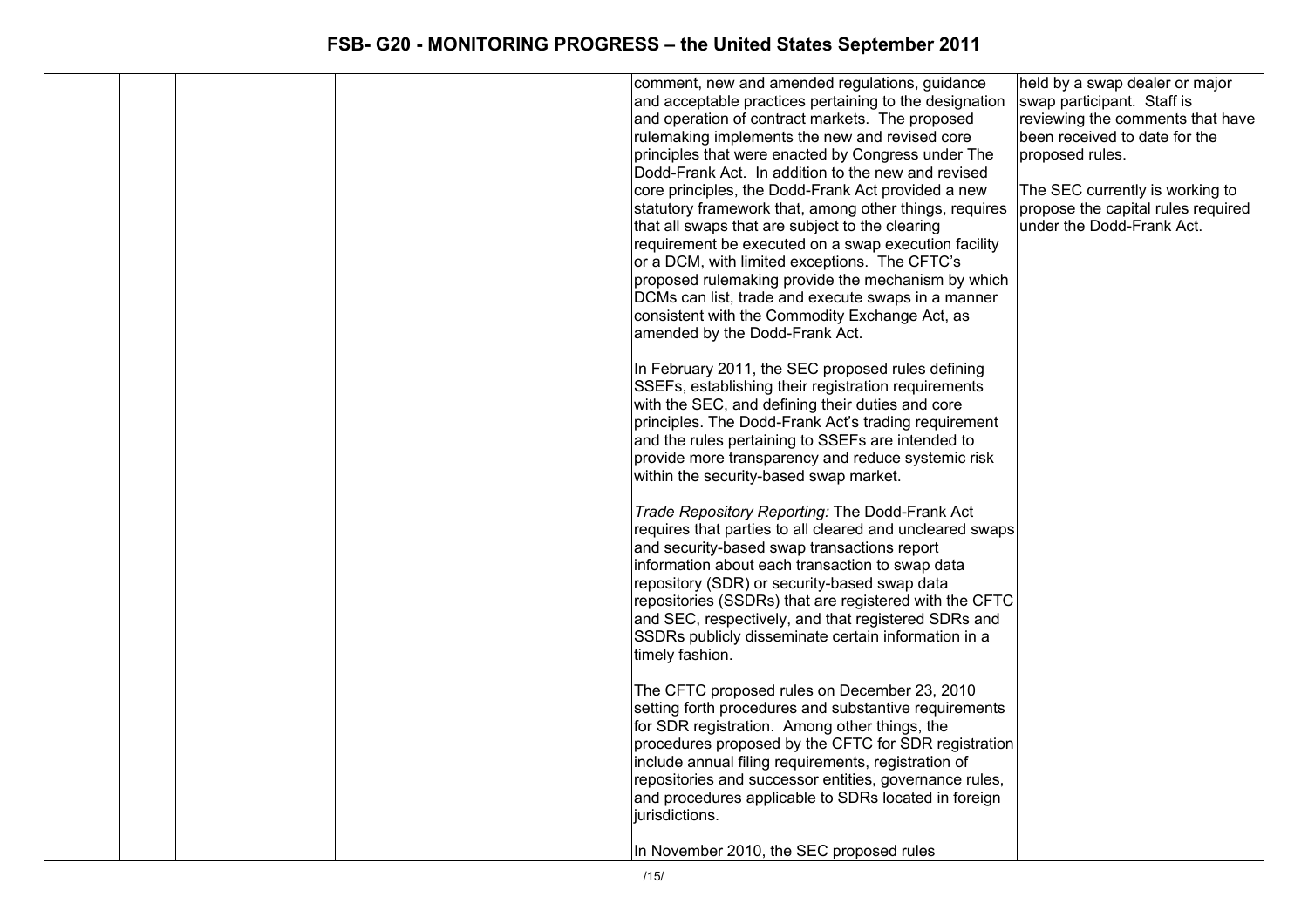| | | | | | | |
|---|---|---|---|---|---|---|
| | | | | | comment, new and amended regulations, guidance and acceptable practices pertaining to the designation and operation of contract markets. The proposed rulemaking implements the new and revised core principles that were enacted by Congress under The Dodd-Frank Act. In addition to the new and revised core principles, the Dodd-Frank Act provided a new statutory framework that, among other things, requires that all swaps that are subject to the clearing requirement be executed on a swap execution facility or a DCM, with limited exceptions. The CFTC's proposed rulemaking provide the mechanism by which DCMs can list, trade and execute swaps in a manner consistent with the Commodity Exchange Act, as amended by the Dodd-Frank Act.<br><br>In February 2011, the SEC proposed rules defining SSEFs, establishing their registration requirements with the SEC, and defining their duties and core principles. The Dodd-Frank Act's trading requirement and the rules pertaining to SSEFs are intended to provide more transparency and reduce systemic risk within the security-based swap market.<br><br>*Trade Repository Reporting:* The Dodd-Frank Act requires that parties to all cleared and uncleared swaps and security-based swap transactions report information about each transaction to swap data repository (SDR) or security-based swap data repositories (SSDRs) that are registered with the CFTC and SEC, respectively, and that registered SDRs and SSDRs publicly disseminate certain information in a timely fashion.<br><br>The CFTC proposed rules on December 23, 2010 setting forth procedures and substantive requirements for SDR registration. Among other things, the procedures proposed by the CFTC for SDR registration include annual filing requirements, registration of repositories and successor entities, governance rules, and procedures applicable to SDRs located in foreign jurisdictions.<br><br>In November 2010, the SEC proposed rules | held by a swap dealer or major swap participant. Staff is reviewing the comments that have been received to date for the proposed rules.<br><br>The SEC currently is working to propose the capital rules required under the Dodd-Frank Act. |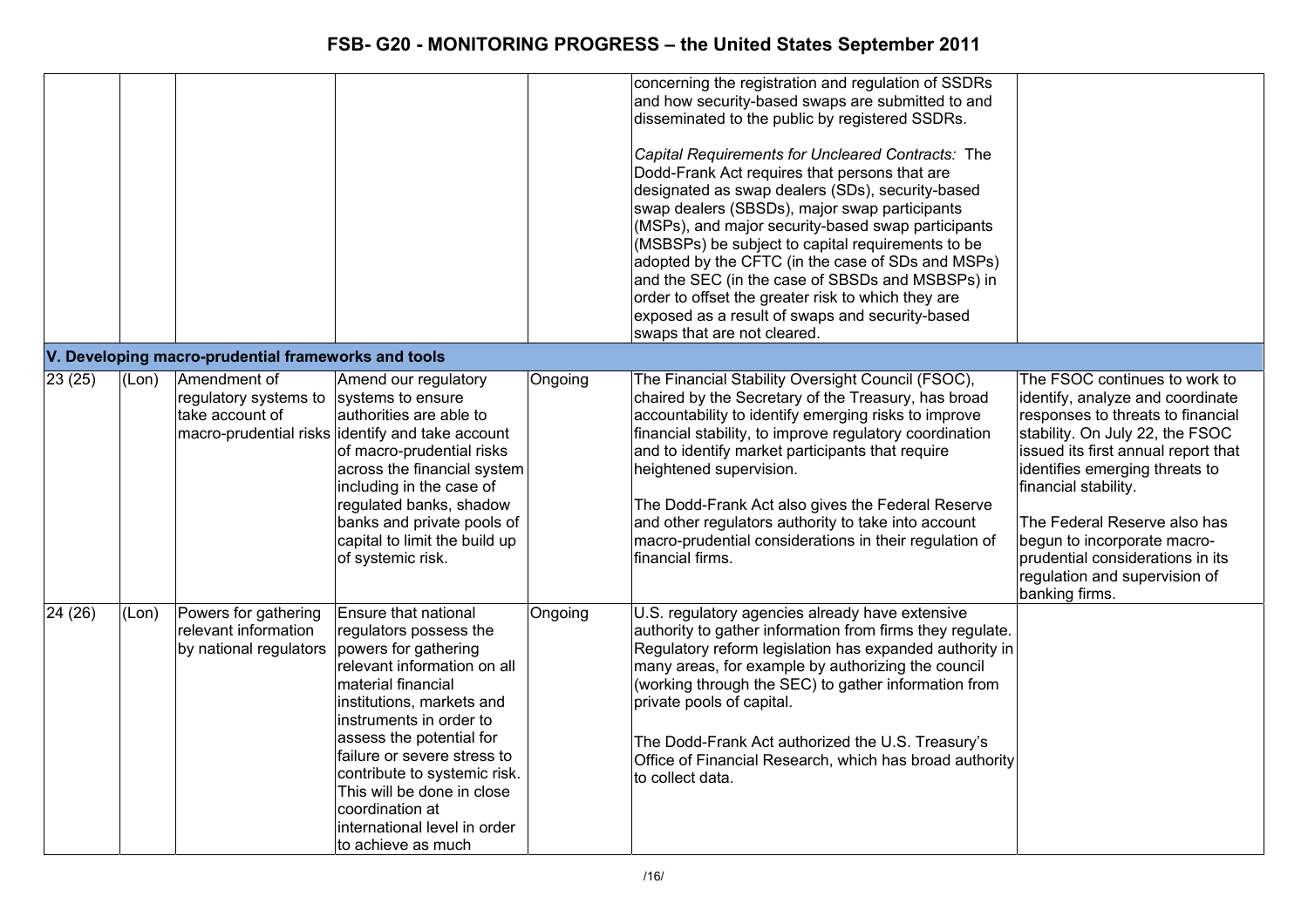| | | | | | | |
|---|---|---|---|---|---|---|
| | | | | | concerning the registration and regulation of SSDRs and how security-based swaps are submitted to and disseminated to the public by registered SSDRs.<br><br>*Capital Requirements for Uncleared Contracts:* The Dodd-Frank Act requires that persons that are designated as swap dealers (SDs), security-based swap dealers (SBSDs), major swap participants (MSPs), and major security-based swap participants (MSBSPs) be subject to capital requirements to be adopted by the CFTC (in the case of SDs and MSPs) and the SEC (in the case of SBSDs and MSBSPs) in order to offset the greater risk to which they are exposed as a result of swaps and security-based swaps that are not cleared. | |
| **V. Developing macro-prudential frameworks and tools** | | | | | | |
| 23 (25) | (Lon) | Amendment of regulatory systems to take account of macro-prudential risks | Amend our regulatory systems to ensure authorities are able to identify and take account of macro-prudential risks across the financial system including in the case of regulated banks, shadow banks and private pools of capital to limit the build up of systemic risk. | Ongoing | The Financial Stability Oversight Council (FSOC), chaired by the Secretary of the Treasury, has broad accountability to identify emerging risks to improve financial stability, to improve regulatory coordination and to identify market participants that require heightened supervision.<br><br>The Dodd-Frank Act also gives the Federal Reserve and other regulators authority to take into account macro-prudential considerations in their regulation of financial firms. | The FSOC continues to work to identify, analyze and coordinate responses to threats to financial stability. On July 22, the FSOC issued its first annual report that identifies emerging threats to financial stability.<br><br>The Federal Reserve also has begun to incorporate macro-prudential considerations in its regulation and supervision of banking firms. |
| 24 (26) | (Lon) | Powers for gathering relevant information by national regulators | Ensure that national regulators possess the powers for gathering relevant information on all material financial institutions, markets and instruments in order to assess the potential for failure or severe stress to contribute to systemic risk. This will be done in close coordination at international level in order to achieve as much | Ongoing | U.S. regulatory agencies already have extensive authority to gather information from firms they regulate. Regulatory reform legislation has expanded authority in many areas, for example by authorizing the council (working through the SEC) to gather information from private pools of capital.<br><br>The Dodd-Frank Act authorized the U.S. Treasury's Office of Financial Research, which has broad authority to collect data. | |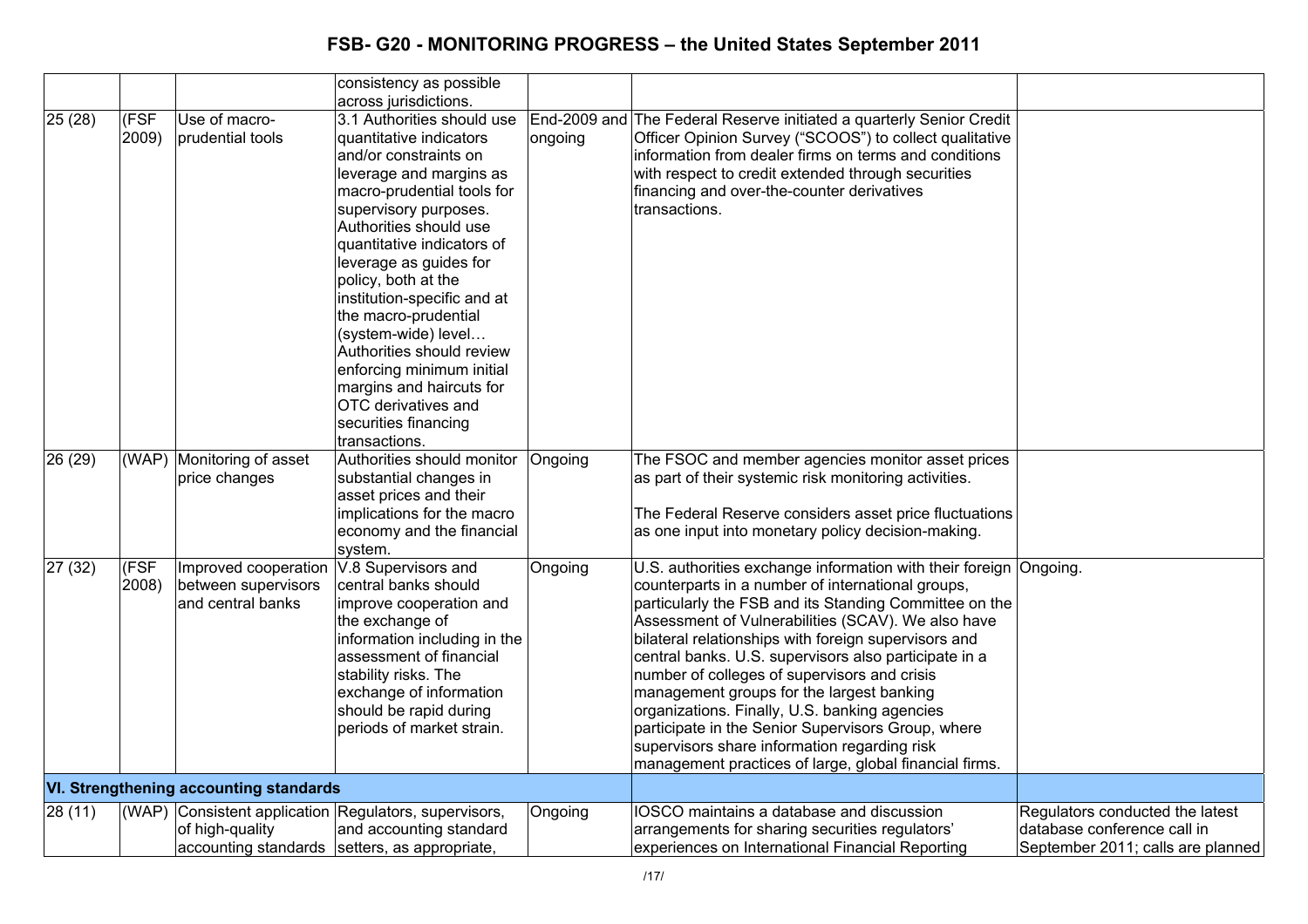# FSB- G20 - MONITORING PROGRESS – the United States September 2011

| | | | | | | |
|---|---|---|---|---|---|---|
| | | | consistency as possible across jurisdictions. | | | |
| 25 (28) | (FSF 2009) | Use of macro-prudential tools | 3.1 Authorities should use quantitative indicators and/or constraints on leverage and margins as macro-prudential tools for supervisory purposes. Authorities should use quantitative indicators of leverage as guides for policy, both at the institution-specific and at the macro-prudential (system-wide) level… Authorities should review enforcing minimum initial margins and haircuts for OTC derivatives and securities financing transactions. | End-2009 and ongoing | The Federal Reserve initiated a quarterly Senior Credit Officer Opinion Survey ("SCOOS") to collect qualitative information from dealer firms on terms and conditions with respect to credit extended through securities financing and over-the-counter derivatives transactions. | |
| 26 (29) | (WAP) | Monitoring of asset price changes | Authorities should monitor substantial changes in asset prices and their implications for the macro economy and the financial system. | Ongoing | The FSOC and member agencies monitor asset prices as part of their systemic risk monitoring activities.<br><br>The Federal Reserve considers asset price fluctuations as one input into monetary policy decision-making. | |
| 27 (32) | (FSF 2008) | Improved cooperation between supervisors and central banks | V.8 Supervisors and central banks should improve cooperation and the exchange of information including in the assessment of financial stability risks. The exchange of information should be rapid during periods of market strain. | Ongoing | U.S. authorities exchange information with their foreign counterparts in a number of international groups, particularly the FSB and its Standing Committee on the Assessment of Vulnerabilities (SCAV). We also have bilateral relationships with foreign supervisors and central banks. U.S. supervisors also participate in a number of colleges of supervisors and crisis management groups for the largest banking organizations. Finally, U.S. banking agencies participate in the Senior Supervisors Group, where supervisors share information regarding risk management practices of large, global financial firms. | Ongoing. |
| **VI. Strengthening accounting standards** | | | | | | |
| 28 (11) | (WAP) | Consistent application of high-quality accounting standards | Regulators, supervisors, and accounting standard setters, as appropriate, | Ongoing | IOSCO maintains a database and discussion arrangements for sharing securities regulators' experiences on International Financial Reporting | Regulators conducted the latest database conference call in September 2011; calls are planned |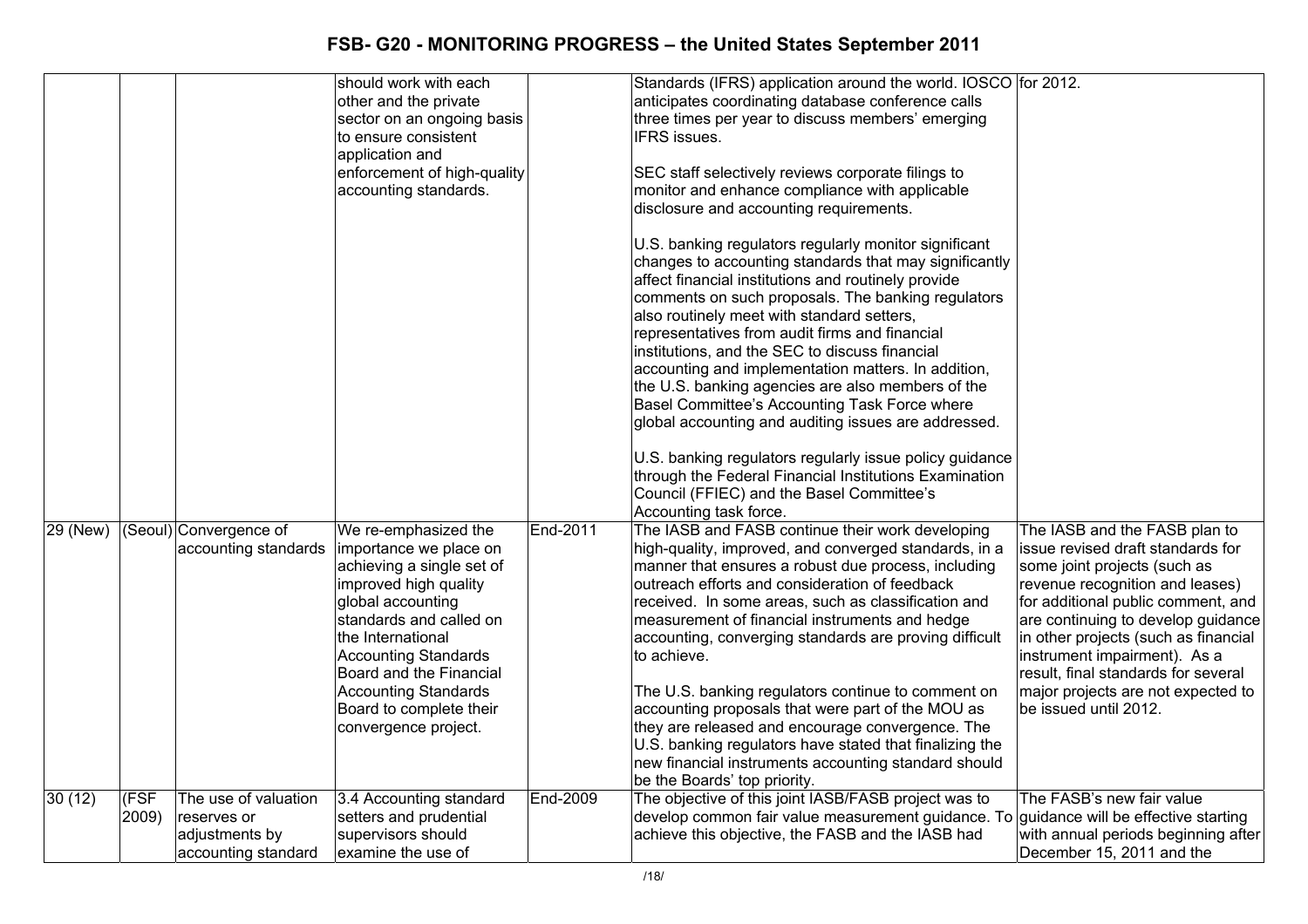| | | | should work with each other and the private sector on an ongoing basis to ensure consistent application and enforcement of high-quality accounting standards. | | Standards (IFRS) application around the world. IOSCO anticipates coordinating database conference calls three times per year to discuss members' emerging IFRS issues.<br><br>SEC staff selectively reviews corporate filings to monitor and enhance compliance with applicable disclosure and accounting requirements.<br><br>U.S. banking regulators regularly monitor significant changes to accounting standards that may significantly affect financial institutions and routinely provide comments on such proposals. The banking regulators also routinely meet with standard setters, representatives from audit firms and financial institutions, and the SEC to discuss financial accounting and implementation matters. In addition, the U.S. banking agencies are also members of the Basel Committee's Accounting Task Force where global accounting and auditing issues are addressed.<br><br>U.S. banking regulators regularly issue policy guidance through the Federal Financial Institutions Examination Council (FFIEC) and the Basel Committee's Accounting task force. | for 2012. |
|---|---|---|---|---|---|---|
| 29 (New) | (Seoul) | Convergence of accounting standards | We re-emphasized the importance we place on achieving a single set of improved high quality global accounting standards and called on the International Accounting Standards Board and the Financial Accounting Standards Board to complete their convergence project. | End-2011 | The IASB and FASB continue their work developing high-quality, improved, and converged standards, in a manner that ensures a robust due process, including outreach efforts and consideration of feedback received. In some areas, such as classification and measurement of financial instruments and hedge accounting, converging standards are proving difficult to achieve.<br><br>The U.S. banking regulators continue to comment on accounting proposals that were part of the MOU as they are released and encourage convergence. The U.S. banking regulators have stated that finalizing the new financial instruments accounting standard should be the Boards' top priority. | The IASB and the FASB plan to issue revised draft standards for some joint projects (such as revenue recognition and leases) for additional public comment, and are continuing to develop guidance in other projects (such as financial instrument impairment). As a result, final standards for several major projects are not expected to be issued until 2012. |
| 30 (12) | (FSF 2009) | The use of valuation reserves or adjustments by accounting standard | 3.4 Accounting standard setters and prudential supervisors should examine the use of | End-2009 | The objective of this joint IASB/FASB project was to develop common fair value measurement guidance. To achieve this objective, the FASB and the IASB had | The FASB's new fair value guidance will be effective starting with annual periods beginning after December 15, 2011 and the |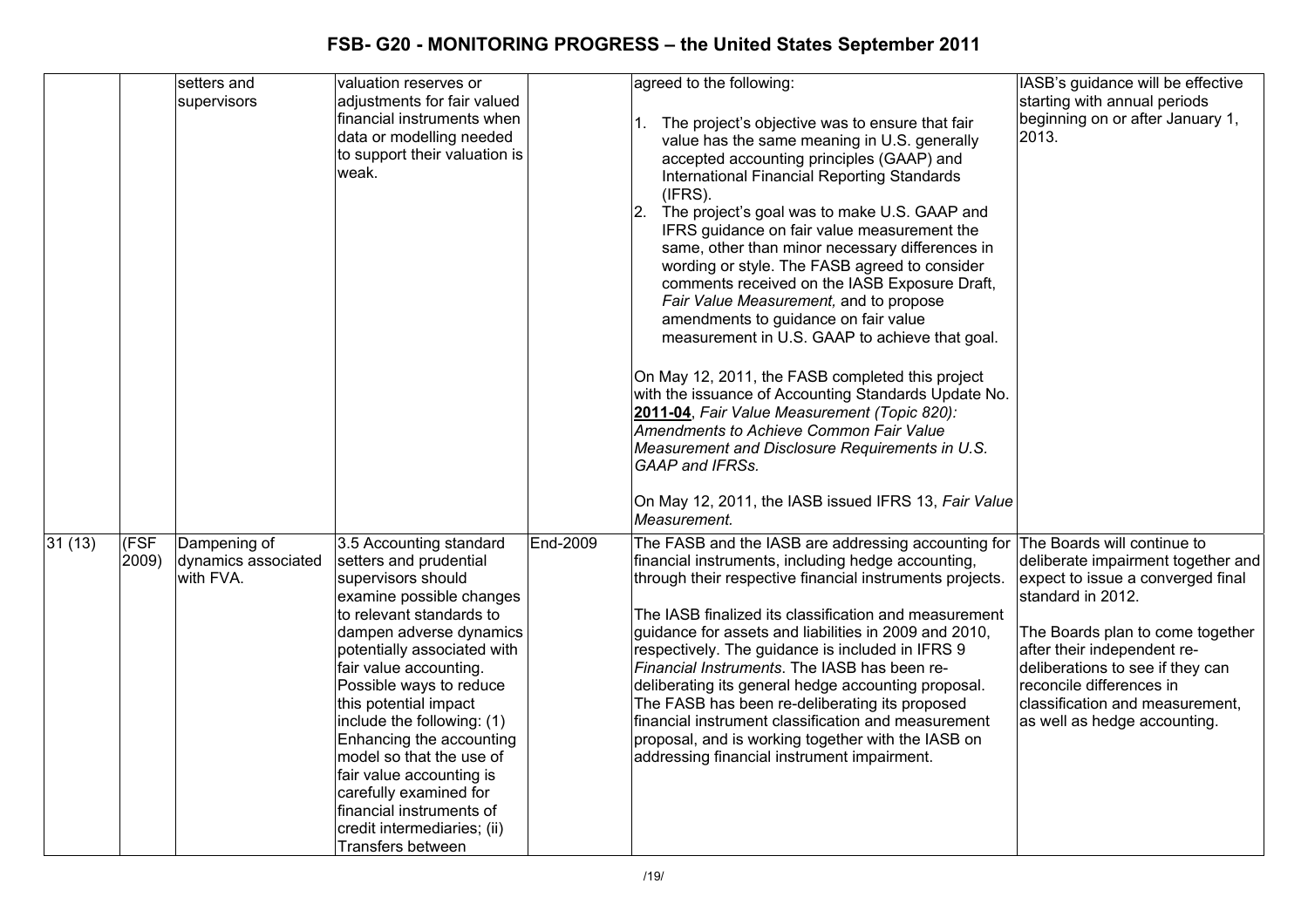| | | | | | | |
|---|---|---|---|---|---|---|
| | | setters and supervisors | valuation reserves or adjustments for fair valued financial instruments when data or modelling needed to support their valuation is weak. | | agreed to the following:<br><br>1. The project's objective was to ensure that fair value has the same meaning in U.S. generally accepted accounting principles (GAAP) and International Financial Reporting Standards (IFRS).<br>2. The project's goal was to make U.S. GAAP and IFRS guidance on fair value measurement the same, other than minor necessary differences in wording or style. The FASB agreed to consider comments received on the IASB Exposure Draft, *Fair Value Measurement,* and to propose amendments to guidance on fair value measurement in U.S. GAAP to achieve that goal.<br><br>On May 12, 2011, the FASB completed this project with the issuance of Accounting Standards Update No. **2011-04**, *Fair Value Measurement (Topic 820): Amendments to Achieve Common Fair Value Measurement and Disclosure Requirements in U.S. GAAP and IFRSs.*<br><br>On May 12, 2011, the IASB issued IFRS 13, *Fair Value Measurement.* | IASB's guidance will be effective starting with annual periods beginning on or after January 1, 2013. |
| 31 (13) | (FSF 2009) | Dampening of dynamics associated with FVA. | 3.5 Accounting standard setters and prudential supervisors should examine possible changes to relevant standards to dampen adverse dynamics potentially associated with fair value accounting. Possible ways to reduce this potential impact include the following: (1) Enhancing the accounting model so that the use of fair value accounting is carefully examined for financial instruments of credit intermediaries; (ii) Transfers between | End-2009 | The FASB and the IASB are addressing accounting for financial instruments, including hedge accounting, through their respective financial instruments projects.<br><br>The IASB finalized its classification and measurement guidance for assets and liabilities in 2009 and 2010, respectively. The guidance is included in IFRS 9 *Financial Instruments*. The IASB has been re-deliberating its general hedge accounting proposal. The FASB has been re-deliberating its proposed financial instrument classification and measurement proposal, and is working together with the IASB on addressing financial instrument impairment. | The Boards will continue to deliberate impairment together and expect to issue a converged final standard in 2012.<br><br>The Boards plan to come together after their independent re-deliberations to see if they can reconcile differences in classification and measurement, as well as hedge accounting. |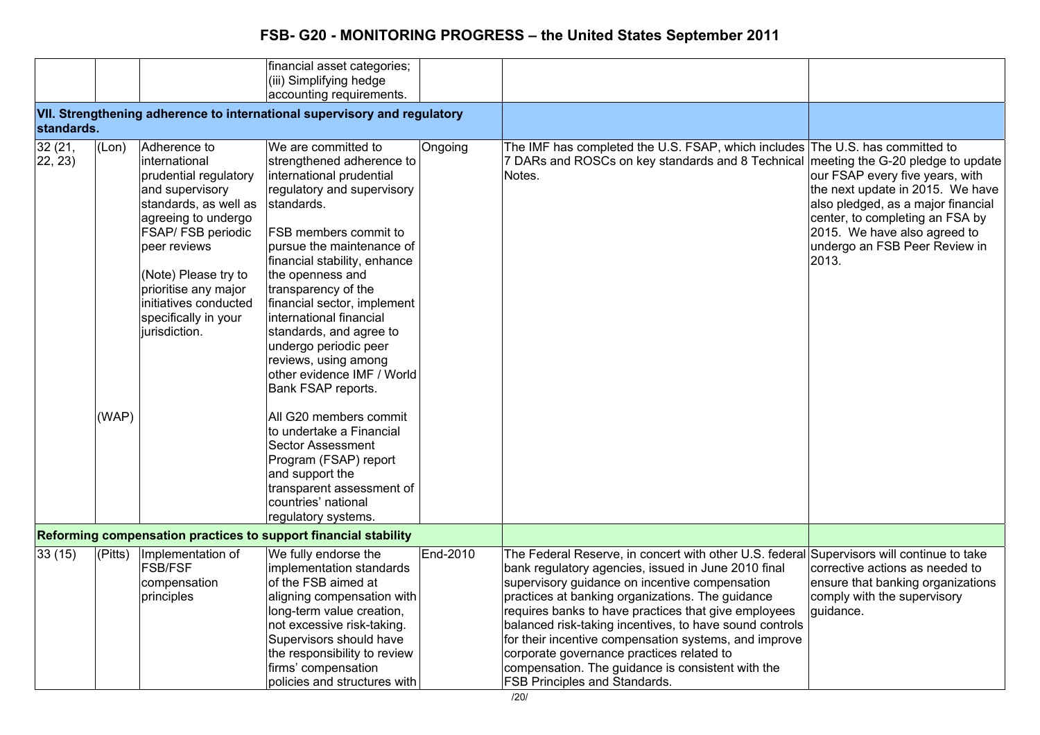| | | | financial asset categories; (iii) Simplifying hedge accounting requirements. | | | |
|---|---|---|---|---|---|---|
| **VII. Strengthening adherence to international supervisory and regulatory standards.** | | | | | | |
| 32 (21, 22, 23) | (Lon)<br><br>(WAP) | Adherence to international prudential regulatory and supervisory standards, as well as agreeing to undergo FSAP/ FSB periodic peer reviews<br><br>(Note) Please try to prioritise any major initiatives conducted specifically in your jurisdiction. | We are committed to strengthened adherence to international prudential regulatory and supervisory standards.<br><br>FSB members commit to pursue the maintenance of financial stability, enhance the openness and transparency of the financial sector, implement international financial standards, and agree to undergo periodic peer reviews, using among other evidence IMF / World Bank FSAP reports.<br><br>All G20 members commit to undertake a Financial Sector Assessment Program (FSAP) report and support the transparent assessment of countries' national regulatory systems. | Ongoing | The IMF has completed the U.S. FSAP, which includes 7 DARs and ROSCs on key standards and 8 Technical Notes. | The U.S. has committed to meeting the G-20 pledge to update our FSAP every five years, with the next update in 2015. We have also pledged, as a major financial center, to completing an FSA by 2015. We have also agreed to undergo an FSB Peer Review in 2013. |
| **Reforming compensation practices to support financial stability** | | | | | | |
| 33 (15) | (Pitts) | Implementation of FSB/FSF compensation principles | We fully endorse the implementation standards of the FSB aimed at aligning compensation with long-term value creation, not excessive risk-taking. Supervisors should have the responsibility to review firms' compensation policies and structures with | End-2010 | The Federal Reserve, in concert with other U.S. federal bank regulatory agencies, issued in June 2010 final supervisory guidance on incentive compensation practices at banking organizations. The guidance requires banks to have practices that give employees balanced risk-taking incentives, to have sound controls for their incentive compensation systems, and improve corporate governance practices related to compensation. The guidance is consistent with the FSB Principles and Standards. | Supervisors will continue to take corrective actions as needed to ensure that banking organizations comply with the supervisory guidance. |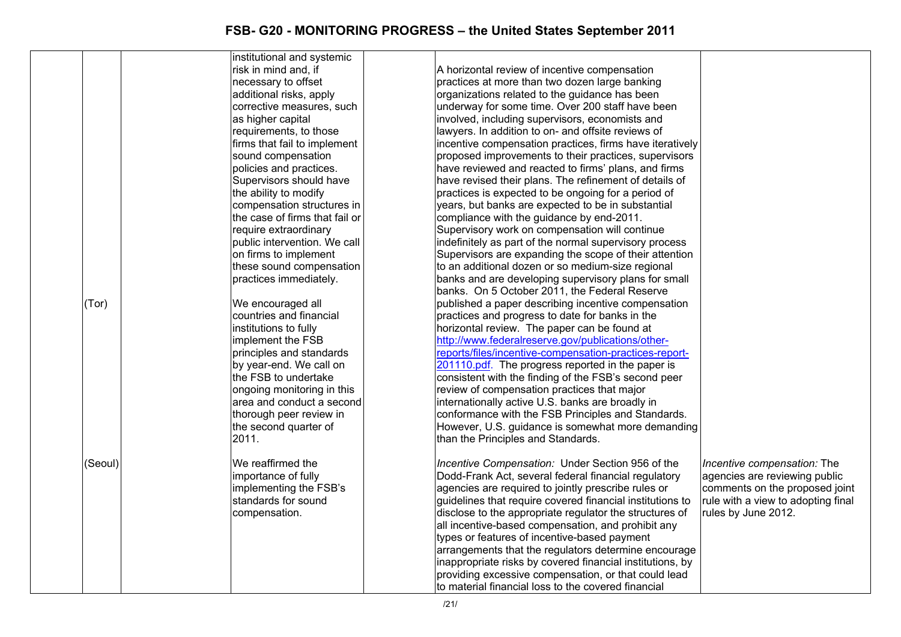| | | | | | | |
|---|---|---|---|---|---|---|
| | | | institutional and systemic risk in mind and, if necessary to offset additional risks, apply corrective measures, such as higher capital requirements, to those firms that fail to implement sound compensation policies and practices. Supervisors should have the ability to modify compensation structures in the case of firms that fail or require extraordinary public intervention. We call on firms to implement these sound compensation practices immediately. | | A horizontal review of incentive compensation practices at more than two dozen large banking organizations related to the guidance has been underway for some time. Over 200 staff have been involved, including supervisors, economists and lawyers. In addition to on- and offsite reviews of incentive compensation practices, firms have iteratively proposed improvements to their practices, supervisors have reviewed and reacted to firms' plans, and firms have revised their plans. The refinement of details of practices is expected to be ongoing for a period of years, but banks are expected to be in substantial compliance with the guidance by end-2011. Supervisory work on compensation will continue indefinitely as part of the normal supervisory process Supervisors are expanding the scope of their attention to an additional dozen or so medium-size regional banks and are developing supervisory plans for small banks. On 5 October 2011, the Federal Reserve published a paper describing incentive compensation practices and progress to date for banks in the horizontal review. The paper can be found at [http://www.federalreserve.gov/publications/other-reports/files/incentive-compensation-practices-report-201110.pdf](http://www.federalreserve.gov/publications/other-reports/files/incentive-compensation-practices-report-201110.pdf). The progress reported in the paper is consistent with the finding of the FSB's second peer review of compensation practices that major internationally active U.S. banks are broadly in conformance with the FSB Principles and Standards. However, U.S. guidance is somewhat more demanding than the Principles and Standards. | |
| | (Tor) | | We encouraged all countries and financial institutions to fully implement the FSB principles and standards by year-end. We call on the FSB to undertake ongoing monitoring in this area and conduct a second thorough peer review in the second quarter of 2011. | | | |
| | (Seoul) | | We reaffirmed the importance of fully implementing the FSB's standards for sound compensation. | | *Incentive Compensation:* Under Section 956 of the Dodd-Frank Act, several federal financial regulatory agencies are required to jointly prescribe rules or guidelines that require covered financial institutions to disclose to the appropriate regulator the structures of all incentive-based compensation, and prohibit any types or features of incentive-based payment arrangements that the regulators determine encourage inappropriate risks by covered financial institutions, by providing excessive compensation, or that could lead to material financial loss to the covered financial | *Incentive compensation:* The agencies are reviewing public comments on the proposed joint rule with a view to adopting final rules by June 2012. |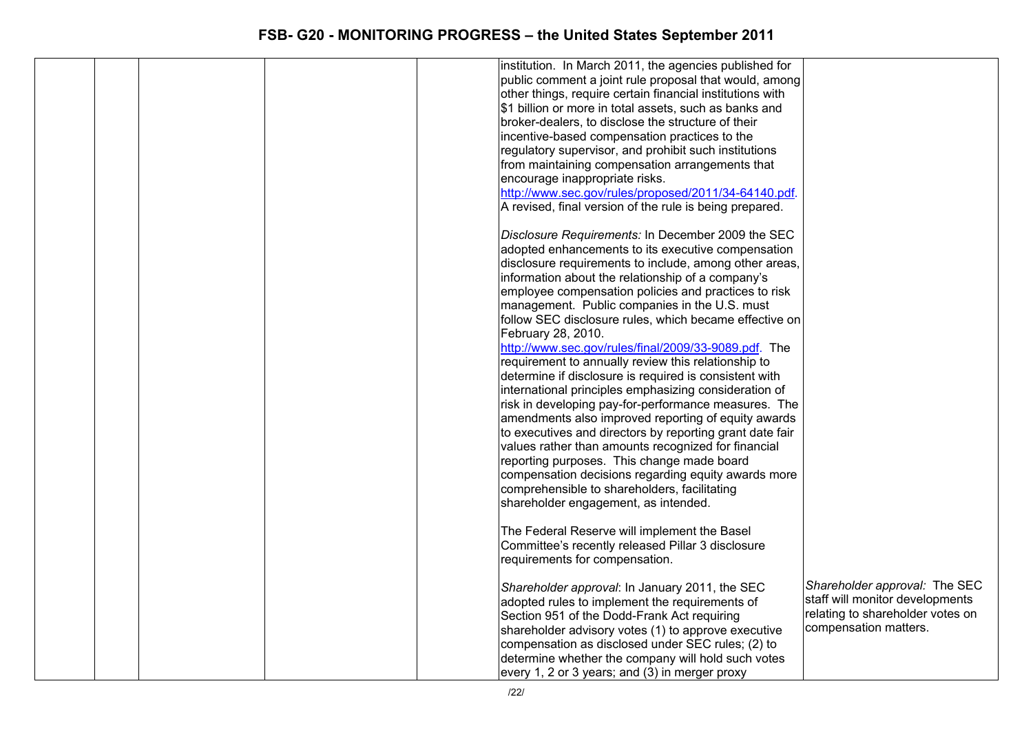| | | | | | | |
|---|---|---|---|---|---|---|
| | | | | | institution. In March 2011, the agencies published for public comment a joint rule proposal that would, among other things, require certain financial institutions with \$1 billion or more in total assets, such as banks and broker-dealers, to disclose the structure of their incentive-based compensation practices to the regulatory supervisor, and prohibit such institutions from maintaining compensation arrangements that encourage inappropriate risks. http://www.sec.gov/rules/proposed/2011/34-64140.pdf. A revised, final version of the rule is being prepared.<br><br>*Disclosure Requirements:* In December 2009 the SEC adopted enhancements to its executive compensation disclosure requirements to include, among other areas, information about the relationship of a company's employee compensation policies and practices to risk management. Public companies in the U.S. must follow SEC disclosure rules, which became effective on February 28, 2010. http://www.sec.gov/rules/final/2009/33-9089.pdf. The requirement to annually review this relationship to determine if disclosure is required is consistent with international principles emphasizing consideration of risk in developing pay-for-performance measures. The amendments also improved reporting of equity awards to executives and directors by reporting grant date fair values rather than amounts recognized for financial reporting purposes. This change made board compensation decisions regarding equity awards more comprehensible to shareholders, facilitating shareholder engagement, as intended.<br><br>The Federal Reserve will implement the Basel Committee's recently released Pillar 3 disclosure requirements for compensation.<br><br>*Shareholder approval*: In January 2011, the SEC adopted rules to implement the requirements of Section 951 of the Dodd-Frank Act requiring shareholder advisory votes (1) to approve executive compensation as disclosed under SEC rules; (2) to determine whether the company will hold such votes every 1, 2 or 3 years; and (3) in merger proxy | *Shareholder approval:* The SEC staff will monitor developments relating to shareholder votes on compensation matters. |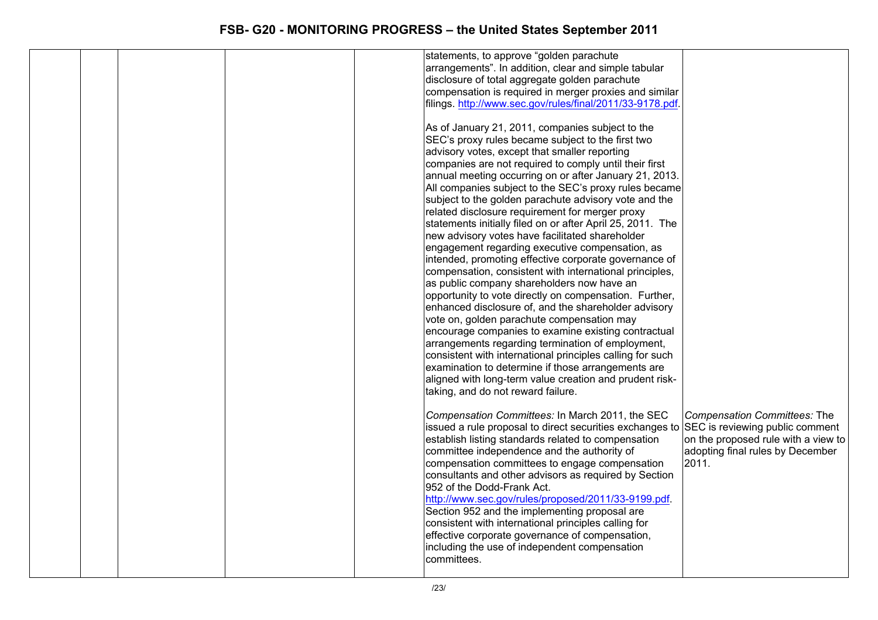| | | | | | | |
|---|---|---|---|---|---|---|
| | | | | | statements, to approve "golden parachute arrangements". In addition, clear and simple tabular disclosure of total aggregate golden parachute compensation is required in merger proxies and similar filings. http://www.sec.gov/rules/final/2011/33-9178.pdf.<br><br>As of January 21, 2011, companies subject to the SEC's proxy rules became subject to the first two advisory votes, except that smaller reporting companies are not required to comply until their first annual meeting occurring on or after January 21, 2013. All companies subject to the SEC's proxy rules became subject to the golden parachute advisory vote and the related disclosure requirement for merger proxy statements initially filed on or after April 25, 2011. The new advisory votes have facilitated shareholder engagement regarding executive compensation, as intended, promoting effective corporate governance of compensation, consistent with international principles, as public company shareholders now have an opportunity to vote directly on compensation. Further, enhanced disclosure of, and the shareholder advisory vote on, golden parachute compensation may encourage companies to examine existing contractual arrangements regarding termination of employment, consistent with international principles calling for such examination to determine if those arrangements are aligned with long-term value creation and prudent risk-taking, and do not reward failure.<br><br>*Compensation Committees:* In March 2011, the SEC issued a rule proposal to direct securities exchanges to establish listing standards related to compensation committee independence and the authority of compensation committees to engage compensation consultants and other advisors as required by Section 952 of the Dodd-Frank Act. http://www.sec.gov/rules/proposed/2011/33-9199.pdf. Section 952 and the implementing proposal are consistent with international principles calling for effective corporate governance of compensation, including the use of independent compensation committees. | *Compensation Committees:* The SEC is reviewing public comment on the proposed rule with a view to adopting final rules by December 2011. |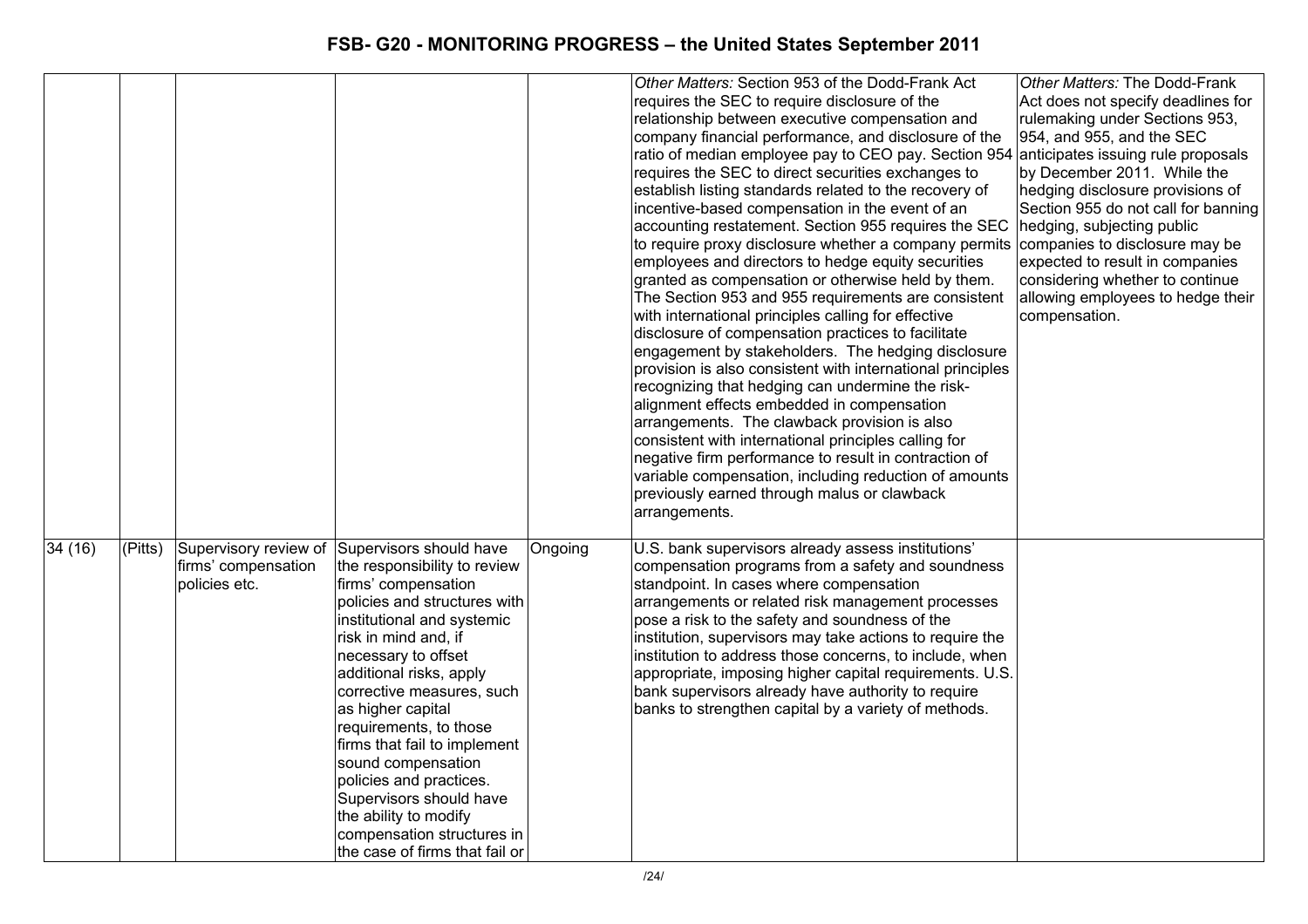# FSB- G20 - MONITORING PROGRESS – the United States September 2011

| | | | | | | |
|---|---|---|---|---|---|---|
| | | | | | *Other Matters:* Section 953 of the Dodd-Frank Act requires the SEC to require disclosure of the relationship between executive compensation and company financial performance, and disclosure of the ratio of median employee pay to CEO pay. Section 954 requires the SEC to direct securities exchanges to establish listing standards related to the recovery of incentive-based compensation in the event of an accounting restatement. Section 955 requires the SEC to require proxy disclosure whether a company permits employees and directors to hedge equity securities granted as compensation or otherwise held by them. The Section 953 and 955 requirements are consistent with international principles calling for effective disclosure of compensation practices to facilitate engagement by stakeholders. The hedging disclosure provision is also consistent with international principles recognizing that hedging can undermine the risk-alignment effects embedded in compensation arrangements. The clawback provision is also consistent with international principles calling for negative firm performance to result in contraction of variable compensation, including reduction of amounts previously earned through malus or clawback arrangements. | *Other Matters:* The Dodd-Frank Act does not specify deadlines for rulemaking under Sections 953, 954, and 955, and the SEC anticipates issuing rule proposals by December 2011. While the hedging disclosure provisions of Section 955 do not call for banning hedging, subjecting public companies to disclosure may be expected to result in companies considering whether to continue allowing employees to hedge their compensation. |
| 34 (16) | (Pitts) | Supervisory review of firms' compensation policies etc. | Supervisors should have the responsibility to review firms' compensation policies and structures with institutional and systemic risk in mind and, if necessary to offset additional risks, apply corrective measures, such as higher capital requirements, to those firms that fail to implement sound compensation policies and practices. Supervisors should have the ability to modify compensation structures in the case of firms that fail or | Ongoing | U.S. bank supervisors already assess institutions' compensation programs from a safety and soundness standpoint. In cases where compensation arrangements or related risk management processes pose a risk to the safety and soundness of the institution, supervisors may take actions to require the institution to address those concerns, to include, when appropriate, imposing higher capital requirements. U.S. bank supervisors already have authority to require banks to strengthen capital by a variety of methods. | |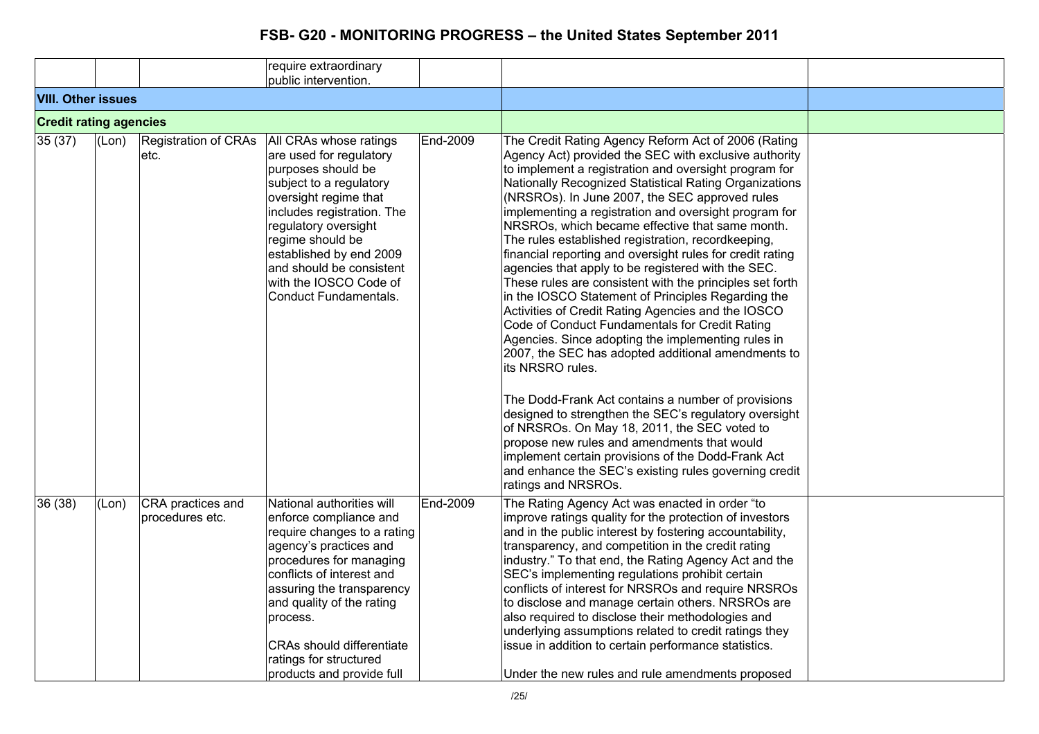| | | | require extraordinary public intervention. | | | |
|---|---|---|---|---|---|---|
| **VIII. Other issues** | | | | | | |
| **Credit rating agencies** | | | | | | |
| 35 (37) | (Lon) | Registration of CRAs etc. | All CRAs whose ratings are used for regulatory purposes should be subject to a regulatory oversight regime that includes registration. The regulatory oversight regime should be established by end 2009 and should be consistent with the IOSCO Code of Conduct Fundamentals. | End-2009 | The Credit Rating Agency Reform Act of 2006 (Rating Agency Act) provided the SEC with exclusive authority to implement a registration and oversight program for Nationally Recognized Statistical Rating Organizations (NRSROs). In June 2007, the SEC approved rules implementing a registration and oversight program for NRSROs, which became effective that same month. The rules established registration, recordkeeping, financial reporting and oversight rules for credit rating agencies that apply to be registered with the SEC. These rules are consistent with the principles set forth in the IOSCO Statement of Principles Regarding the Activities of Credit Rating Agencies and the IOSCO Code of Conduct Fundamentals for Credit Rating Agencies. Since adopting the implementing rules in 2007, the SEC has adopted additional amendments to its NRSRO rules.<br><br>The Dodd-Frank Act contains a number of provisions designed to strengthen the SEC's regulatory oversight of NRSROs. On May 18, 2011, the SEC voted to propose new rules and amendments that would implement certain provisions of the Dodd-Frank Act and enhance the SEC's existing rules governing credit ratings and NRSROs. | |
| 36 (38) | (Lon) | CRA practices and procedures etc. | National authorities will enforce compliance and require changes to a rating agency's practices and procedures for managing conflicts of interest and assuring the transparency and quality of the rating process.<br><br>CRAs should differentiate ratings for structured products and provide full | End-2009 | The Rating Agency Act was enacted in order "to improve ratings quality for the protection of investors and in the public interest by fostering accountability, transparency, and competition in the credit rating industry." To that end, the Rating Agency Act and the SEC's implementing regulations prohibit certain conflicts of interest for NRSROs and require NRSROs to disclose and manage certain others. NRSROs are also required to disclose their methodologies and underlying assumptions related to credit ratings they issue in addition to certain performance statistics.<br><br>Under the new rules and rule amendments proposed | |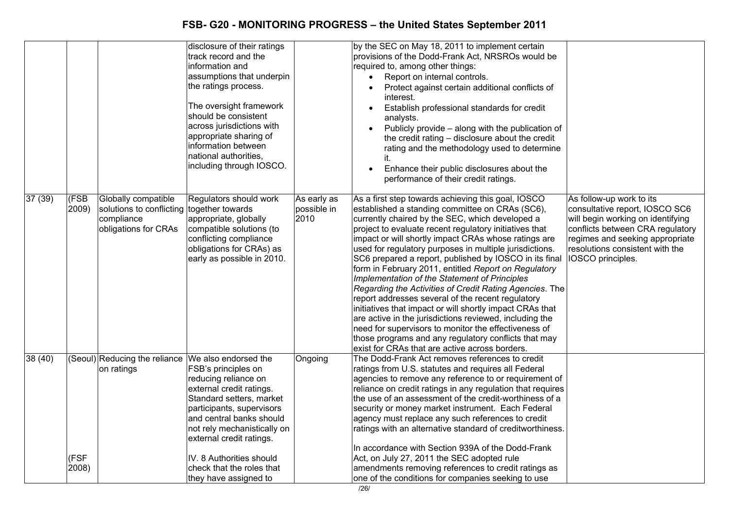# FSB- G20 - MONITORING PROGRESS – the United States September 2011

| | | | | | | |
|---|---|---|---|---|---|---|
| | | | disclosure of their ratings track record and the information and assumptions that underpin the ratings process.<br><br>The oversight framework should be consistent across jurisdictions with appropriate sharing of information between national authorities, including through IOSCO. | | by the SEC on May 18, 2011 to implement certain provisions of the Dodd-Frank Act, NRSROs would be required to, among other things:<br>• Report on internal controls.<br>• Protect against certain additional conflicts of interest.<br>• Establish professional standards for credit analysts.<br>• Publicly provide – along with the publication of the credit rating – disclosure about the credit rating and the methodology used to determine it.<br>• Enhance their public disclosures about the performance of their credit ratings. | |
| 37 (39) | (FSB 2009) | Globally compatible solutions to conflicting compliance obligations for CRAs | Regulators should work together towards appropriate, globally compatible solutions (to conflicting compliance obligations for CRAs) as early as possible in 2010. | As early as possible in 2010 | As a first step towards achieving this goal, IOSCO established a standing committee on CRAs (SC6), currently chaired by the SEC, which developed a project to evaluate recent regulatory initiatives that impact or will shortly impact CRAs whose ratings are used for regulatory purposes in multiple jurisdictions. SC6 prepared a report, published by IOSCO in its final form in February 2011, entitled *Report on Regulatory Implementation of the Statement of Principles Regarding the Activities of Credit Rating Agencies*. The report addresses several of the recent regulatory initiatives that impact or will shortly impact CRAs that are active in the jurisdictions reviewed, including the need for supervisors to monitor the effectiveness of those programs and any regulatory conflicts that may exist for CRAs that are active across borders. | As follow-up work to its consultative report, IOSCO SC6 will begin working on identifying conflicts between CRA regulatory regimes and seeking appropriate resolutions consistent with the IOSCO principles. |
| 38 (40) | (Seoul)<br><br>(FSF 2008) | Reducing the reliance on ratings | We also endorsed the FSB's principles on reducing reliance on external credit ratings. Standard setters, market participants, supervisors and central banks should not rely mechanistically on external credit ratings.<br><br>IV. 8 Authorities should check that the roles that they have assigned to | Ongoing | The Dodd-Frank Act removes references to credit ratings from U.S. statutes and requires all Federal agencies to remove any reference to or requirement of reliance on credit ratings in any regulation that requires the use of an assessment of the credit-worthiness of a security or money market instrument. Each Federal agency must replace any such references to credit ratings with an alternative standard of creditworthiness.<br><br>In accordance with Section 939A of the Dodd-Frank Act, on July 27, 2011 the SEC adopted rule amendments removing references to credit ratings as one of the conditions for companies seeking to use | |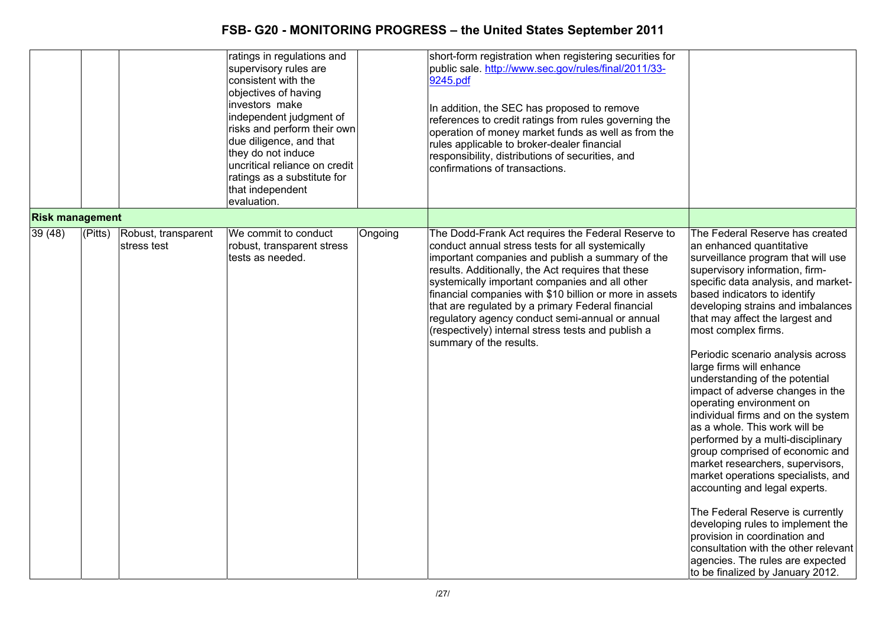| | | | | | | |
|---|---|---|---|---|---|---|
| | | | ratings in regulations and supervisory rules are consistent with the objectives of having investors make independent judgment of risks and perform their own due diligence, and that they do not induce uncritical reliance on credit ratings as a substitute for that independent evaluation. | | short-form registration when registering securities for public sale. http://www.sec.gov/rules/final/2011/33-9245.pdf<br><br>In addition, the SEC has proposed to remove references to credit ratings from rules governing the operation of money market funds as well as from the rules applicable to broker-dealer financial responsibility, distributions of securities, and confirmations of transactions. | |
| **Risk management** | | | | | | |
| 39 (48) | (Pitts) | Robust, transparent stress test | We commit to conduct robust, transparent stress tests as needed. | Ongoing | The Dodd-Frank Act requires the Federal Reserve to conduct annual stress tests for all systemically important companies and publish a summary of the results. Additionally, the Act requires that these systemically important companies and all other financial companies with $10 billion or more in assets that are regulated by a primary Federal financial regulatory agency conduct semi-annual or annual (respectively) internal stress tests and publish a summary of the results. | The Federal Reserve has created an enhanced quantitative surveillance program that will use supervisory information, firm-specific data analysis, and market-based indicators to identify developing strains and imbalances that may affect the largest and most complex firms.<br><br>Periodic scenario analysis across large firms will enhance understanding of the potential impact of adverse changes in the operating environment on individual firms and on the system as a whole. This work will be performed by a multi-disciplinary group comprised of economic and market researchers, supervisors, market operations specialists, and accounting and legal experts.<br><br>The Federal Reserve is currently developing rules to implement the provision in coordination and consultation with the other relevant agencies. The rules are expected to be finalized by January 2012. |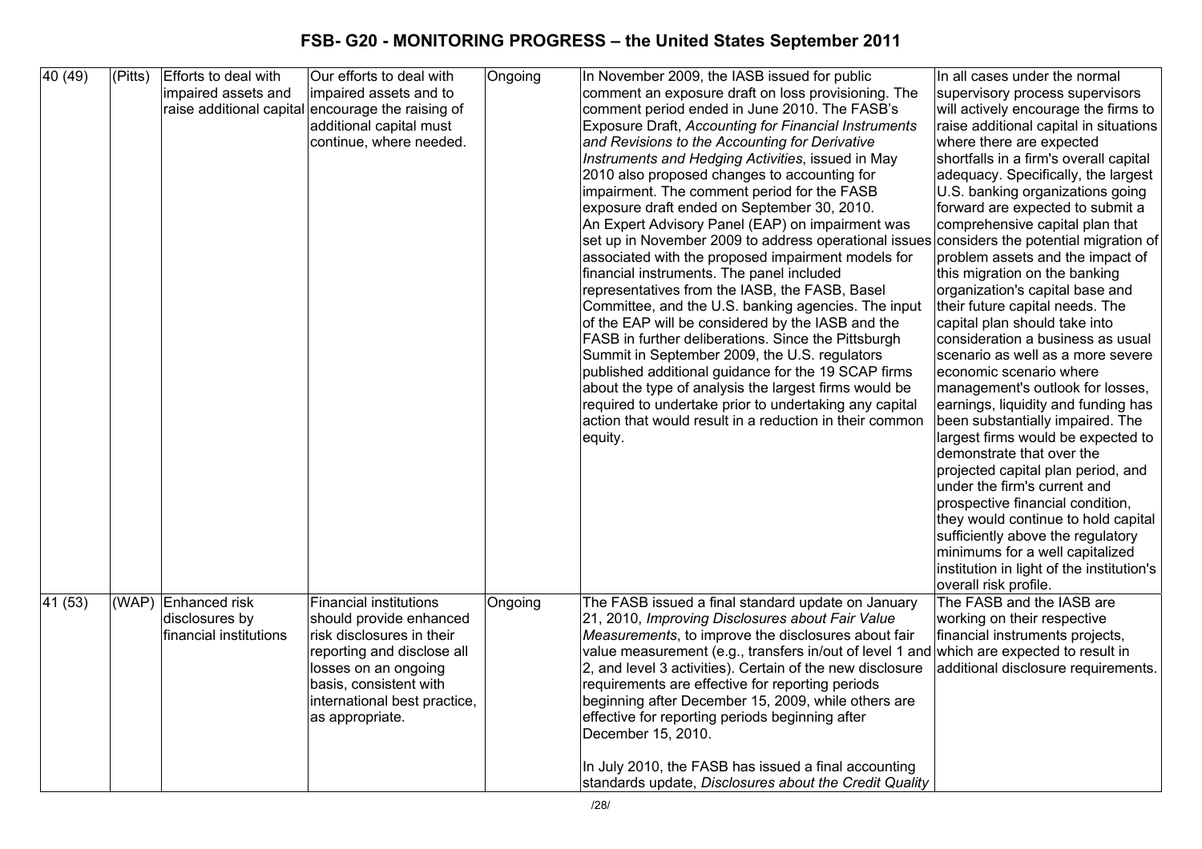# FSB- G20 - MONITORING PROGRESS – the United States September 2011

| | | | | | | |
|---|---|---|---|---|---|---|
| 40 (49) | (Pitts) | Efforts to deal with impaired assets and raise additional capital | Our efforts to deal with impaired assets and to encourage the raising of additional capital must continue, where needed. | Ongoing | In November 2009, the IASB issued for public comment an exposure draft on loss provisioning. The comment period ended in June 2010. The FASB's Exposure Draft, *Accounting for Financial Instruments and Revisions to the Accounting for Derivative Instruments and Hedging Activities*, issued in May 2010 also proposed changes to accounting for impairment. The comment period for the FASB exposure draft ended on September 30, 2010. An Expert Advisory Panel (EAP) on impairment was set up in November 2009 to address operational issues associated with the proposed impairment models for financial instruments. The panel included representatives from the IASB, the FASB, Basel Committee, and the U.S. banking agencies. The input of the EAP will be considered by the IASB and the FASB in further deliberations. Since the Pittsburgh Summit in September 2009, the U.S. regulators published additional guidance for the 19 SCAP firms about the type of analysis the largest firms would be required to undertake prior to undertaking any capital action that would result in a reduction in their common equity. | In all cases under the normal supervisory process supervisors will actively encourage the firms to raise additional capital in situations where there are expected shortfalls in a firm's overall capital adequacy. Specifically, the largest U.S. banking organizations going forward are expected to submit a comprehensive capital plan that considers the potential migration of problem assets and the impact of this migration on the banking organization's capital base and their future capital needs. The capital plan should take into consideration a business as usual scenario as well as a more severe economic scenario where management's outlook for losses, earnings, liquidity and funding has been substantially impaired. The largest firms would be expected to demonstrate that over the projected capital plan period, and under the firm's current and prospective financial condition, they would continue to hold capital sufficiently above the regulatory minimums for a well capitalized institution in light of the institution's overall risk profile. |
| 41 (53) | (WAP) | Enhanced risk disclosures by financial institutions | Financial institutions should provide enhanced risk disclosures in their reporting and disclose all losses on an ongoing basis, consistent with international best practice, as appropriate. | Ongoing | The FASB issued a final standard update on January 21, 2010, *Improving Disclosures about Fair Value Measurements*, to improve the disclosures about fair value measurement (e.g., transfers in/out of level 1 and 2, and level 3 activities). Certain of the new disclosure requirements are effective for reporting periods beginning after December 15, 2009, while others are effective for reporting periods beginning after December 15, 2010.<br><br>In July 2010, the FASB has issued a final accounting standards update, *Disclosures about the Credit Quality* | The FASB and the IASB are working on their respective financial instruments projects, which are expected to result in additional disclosure requirements. |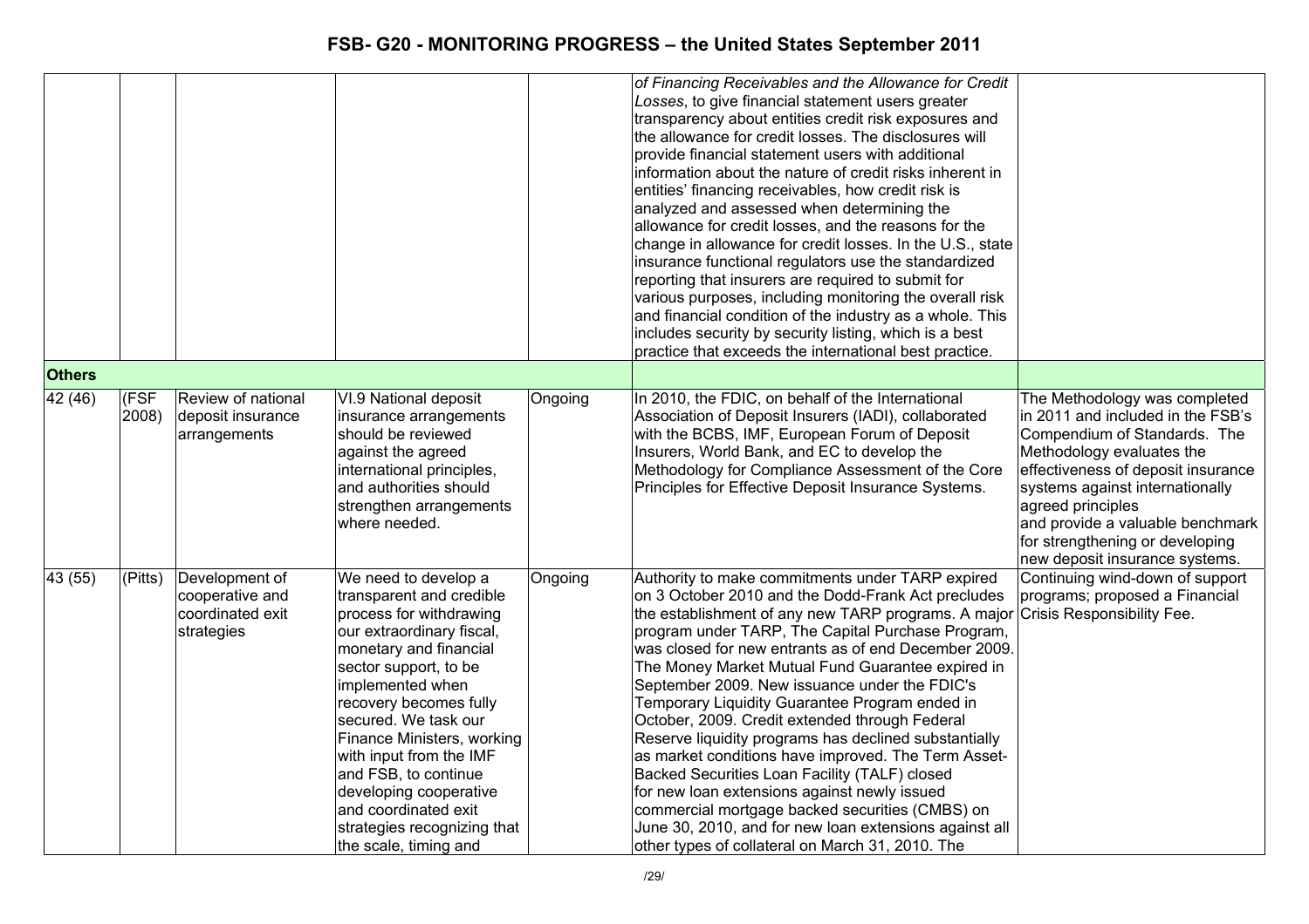| | | | | | | |
|---|---|---|---|---|---|---|
| | | | | | *of Financing Receivables and the Allowance for Credit Losses*, to give financial statement users greater transparency about entities credit risk exposures and the allowance for credit losses. The disclosures will provide financial statement users with additional information about the nature of credit risks inherent in entities' financing receivables, how credit risk is analyzed and assessed when determining the allowance for credit losses, and the reasons for the change in allowance for credit losses. In the U.S., state insurance functional regulators use the standardized reporting that insurers are required to submit for various purposes, including monitoring the overall risk and financial condition of the industry as a whole. This includes security by security listing, which is a best practice that exceeds the international best practice. | |
| **Others** | | | | | | |
| 42 (46) | (FSF 2008) | Review of national deposit insurance arrangements | VI.9 National deposit insurance arrangements should be reviewed against the agreed international principles, and authorities should strengthen arrangements where needed. | Ongoing | In 2010, the FDIC, on behalf of the International Association of Deposit Insurers (IADI), collaborated with the BCBS, IMF, European Forum of Deposit Insurers, World Bank, and EC to develop the Methodology for Compliance Assessment of the Core Principles for Effective Deposit Insurance Systems. | The Methodology was completed in 2011 and included in the FSB's Compendium of Standards. The Methodology evaluates the effectiveness of deposit insurance systems against internationally agreed principles and provide a valuable benchmark for strengthening or developing new deposit insurance systems. |
| 43 (55) | (Pitts) | Development of cooperative and coordinated exit strategies | We need to develop a transparent and credible process for withdrawing our extraordinary fiscal, monetary and financial sector support, to be implemented when recovery becomes fully secured. We task our Finance Ministers, working with input from the IMF and FSB, to continue developing cooperative and coordinated exit strategies recognizing that the scale, timing and | Ongoing | Authority to make commitments under TARP expired on 3 October 2010 and the Dodd-Frank Act precludes the establishment of any new TARP programs. A major program under TARP, The Capital Purchase Program, was closed for new entrants as of end December 2009. The Money Market Mutual Fund Guarantee expired in September 2009. New issuance under the FDIC's Temporary Liquidity Guarantee Program ended in October, 2009. Credit extended through Federal Reserve liquidity programs has declined substantially as market conditions have improved. The Term Asset-Backed Securities Loan Facility (TALF) closed for new loan extensions against newly issued commercial mortgage backed securities (CMBS) on June 30, 2010, and for new loan extensions against all other types of collateral on March 31, 2010. The | Continuing wind-down of support programs; proposed a Financial Crisis Responsibility Fee. |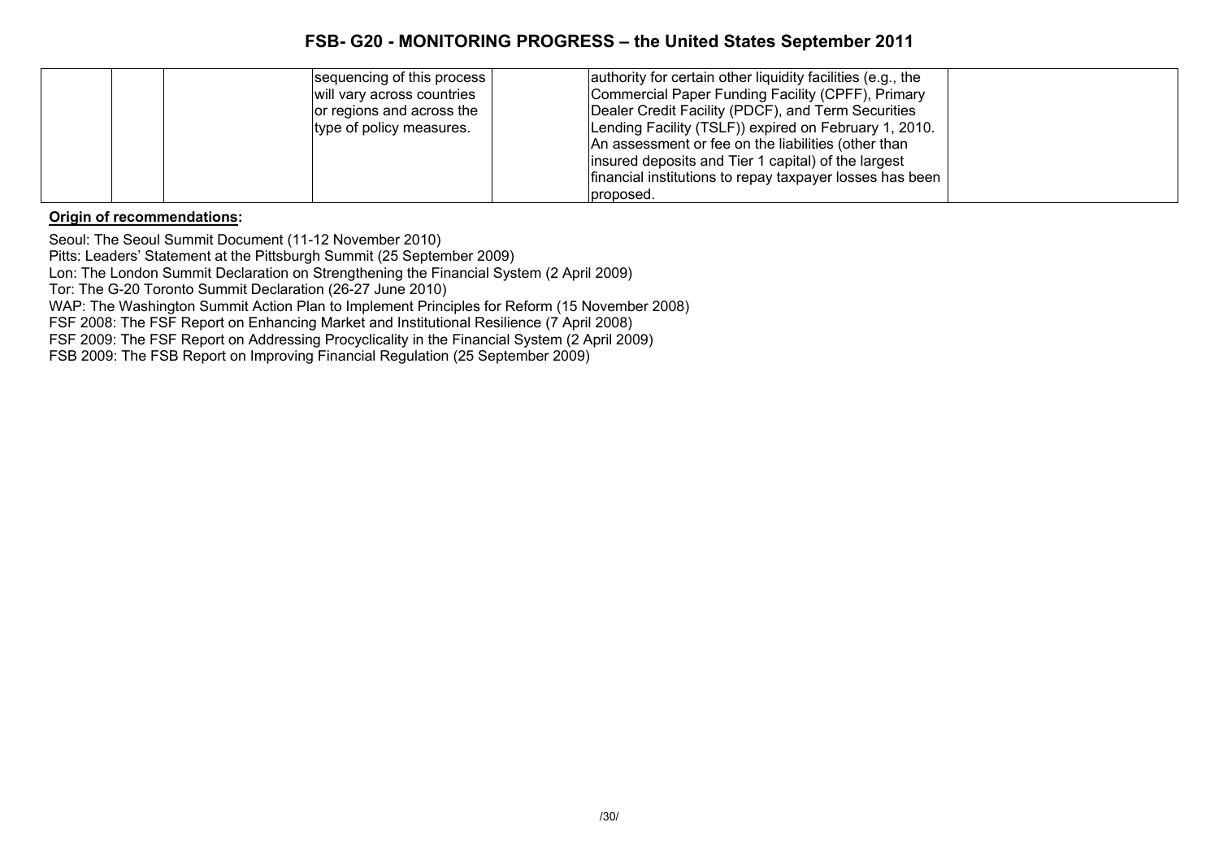| | | | | | | |
|---|---|---|---|---|---|---|
| | | | sequencing of this process will vary across countries or regions and across the type of policy measures. | | authority for certain other liquidity facilities (e.g., the Commercial Paper Funding Facility (CPFF), Primary Dealer Credit Facility (PDCF), and Term Securities Lending Facility (TSLF)) expired on February 1, 2010. An assessment or fee on the liabilities (other than insured deposits and Tier 1 capital) of the largest financial institutions to repay taxpayer losses has been proposed. | |

**Origin of recommendations:**

Seoul: The Seoul Summit Document (11-12 November 2010)
Pitts: Leaders' Statement at the Pittsburgh Summit (25 September 2009)
Lon: The London Summit Declaration on Strengthening the Financial System (2 April 2009)
Tor: The G-20 Toronto Summit Declaration (26-27 June 2010)
WAP: The Washington Summit Action Plan to Implement Principles for Reform (15 November 2008)
FSF 2008: The FSF Report on Enhancing Market and Institutional Resilience (7 April 2008)
FSF 2009: The FSF Report on Addressing Procyclicality in the Financial System (2 April 2009)
FSB 2009: The FSB Report on Improving Financial Regulation (25 September 2009)